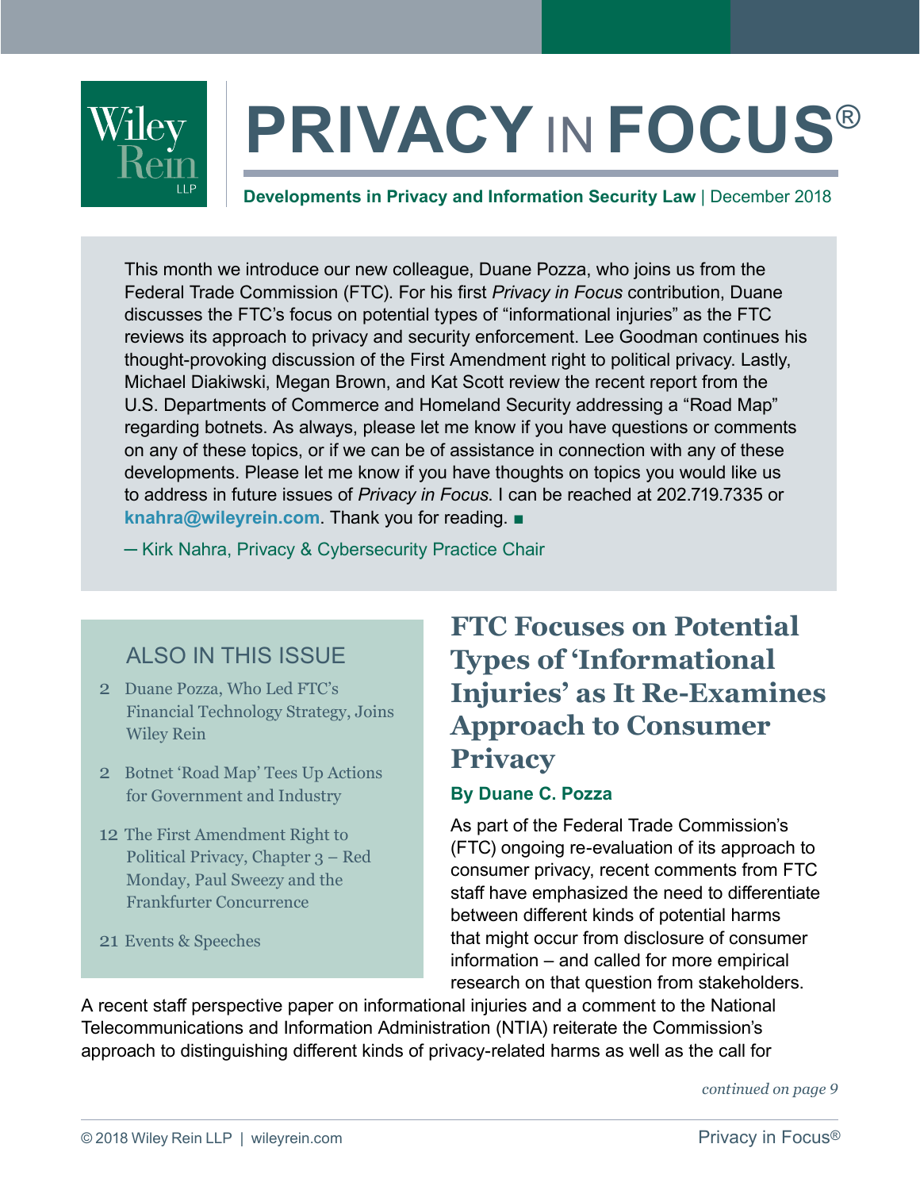# PRIVACY IN FOCUS®

**Developments in Privacy and Information Security Law** | December 2018

This month we introduce our new colleague, Duane Pozza, who joins us from the Federal Trade Commission (FTC). For his first *Privacy in Focus* contribution, Duane discusses the FTC's focus on potential types of "informational injuries" as the FTC reviews its approach to privacy and security enforcement. Lee Goodman continues his thought-provoking discussion of the First Amendment right to political privacy. Lastly, Michael Diakiwski, Megan Brown, and Kat Scott review the recent report from the U.S. Departments of Commerce and Homeland Security addressing a "Road Map" regarding botnets. As always, please let me know if you have questions or comments on any of these topics, or if we can be of assistance in connection with any of these developments. Please let me know if you have thoughts on topics you would like us to address in future issues of *Privacy in Focus*. I can be reached at 202.719.7335 or **knahra@wileyrein.com**. Thank you for reading. ■

— Kirk Nahra, Privacy & Cybersecurity Practice Chair

## ALSO IN THIS ISSUE

- 2 Duane Pozza, Who Led FTC's Financial Technology Strategy, Joins Wiley Rein
- 2 Botnet 'Road Map' Tees Up Actions for Government and Industry
- 12 The First Amendment Right to Political Privacy, Chapter 3 – Red Monday, Paul Sweezy and the Frankfurter Concurrence
- 21 Events & Speeches

## FTC Focuses on Potential Types of 'Informational Injuries' as It Re-Examines Approach to Consumer Privacy

**By Duane C. Pozza**

As part of the Federal Trade Commission's (FTC) ongoing re-evaluation of its approach to consumer privacy, recent comments from FTC staff have emphasized the need to differentiate between different kinds of potential harms that might occur from disclosure of consumer information – and called for more empirical research on that question from stakeholders. A recent staff perspective paper on informational injuries and a comment to the National Telecommunications and Information Administration (NTIA) reiterate the Commission's approach to distinguishing different kinds of privacy-related harms as well as the call for

*continued on page 9*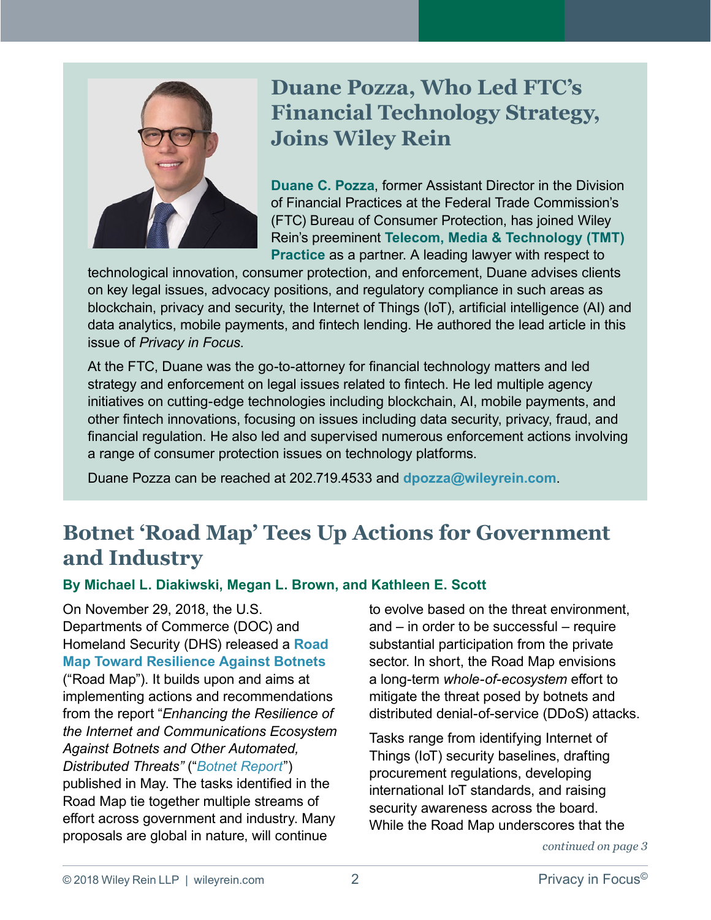## Duane Pozza, Who Led FTC's Financial Technology Strategy, Joins Wiley Rein

**Duane C. Pozza**, former Assistant Director in the Division of Financial Practices at the Federal Trade Commission's (FTC) Bureau of Consumer Protection, has joined Wiley Rein's preeminent **Telecom, Media & Technology (TMT) Practice** as a partner. A leading lawyer with respect to technological innovation, consumer protection, and enforcement, Duane advises clients on key legal issues, advocacy positions, and regulatory compliance in such areas as blockchain, privacy and security, the Internet of Things (IoT), artificial intelligence (AI) and data analytics, mobile payments, and fintech lending. He authored the lead article in this issue of *Privacy in Focus*.

At the FTC, Duane was the go-to-attorney for financial technology matters and led strategy and enforcement on legal issues related to fintech. He led multiple agency initiatives on cutting-edge technologies including blockchain, AI, mobile payments, and other fintech innovations, focusing on issues including data security, privacy, fraud, and financial regulation. He also led and supervised numerous enforcement actions involving a range of consumer protection issues on technology platforms.

Duane Pozza can be reached at 202.719.4533 and **dpozza@wileyrein.com**.

## Botnet 'Road Map' Tees Up Actions for Government and Industry

**By Michael L. Diakiwski, Megan L. Brown, and Kathleen E. Scott**

On November 29, 2018, the U.S. Departments of Commerce (DOC) and Homeland Security (DHS) released a **Road Map Toward Resilience Against Botnets** ("Road Map"). It builds upon and aims at implementing actions and recommendations from the report "*Enhancing the Resilience of the Internet and Communications Ecosystem Against Botnets and Other Automated, Distributed Threats*" ("*Botnet Report*") published in May. The tasks identified in the Road Map tie together multiple streams of effort across government and industry. Many proposals are global in nature, will continue to evolve based on the threat environment, and – in order to be successful – require substantial participation from the private sector. In short, the Road Map envisions a long-term *whole-of-ecosystem* effort to mitigate the threat posed by botnets and distributed denial-of-service (DDoS) attacks.

Tasks range from identifying Internet of Things (IoT) security baselines, drafting procurement regulations, developing international IoT standards, and raising security awareness across the board. While the Road Map underscores that the

*continued on page 3*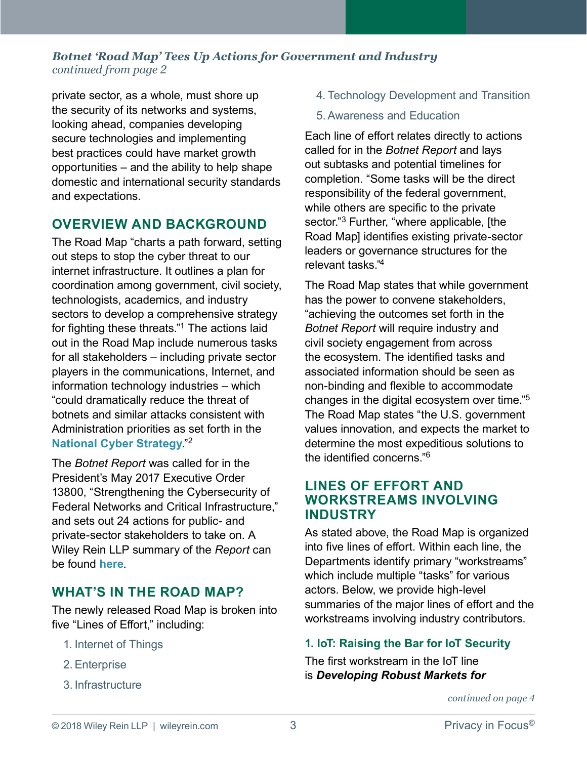*Botnet 'Road Map' Tees Up Actions for Government and Industry*
*continued from page 2*

private sector, as a whole, must shore up the security of its networks and systems, looking ahead, companies developing secure technologies and implementing best practices could have market growth opportunities – and the ability to help shape domestic and international security standards and expectations.

## OVERVIEW AND BACKGROUND

The Road Map "charts a path forward, setting out steps to stop the cyber threat to our internet infrastructure. It outlines a plan for coordination among government, civil society, technologists, academics, and industry sectors to develop a comprehensive strategy for fighting these threats."[1] The actions laid out in the Road Map include numerous tasks for all stakeholders – including private sector players in the communications, Internet, and information technology industries – which "could dramatically reduce the threat of botnets and similar attacks consistent with Administration priorities as set forth in the **National Cyber Strategy**."[2]

The *Botnet Report* was called for in the President's May 2017 Executive Order 13800, "Strengthening the Cybersecurity of Federal Networks and Critical Infrastructure," and sets out 24 actions for public- and private-sector stakeholders to take on. A Wiley Rein LLP summary of the *Report* can be found **here**.

## WHAT'S IN THE ROAD MAP?

The newly released Road Map is broken into five "Lines of Effort," including:

1. Internet of Things
2. Enterprise
3. Infrastructure
4. Technology Development and Transition
5. Awareness and Education

Each line of effort relates directly to actions called for in the *Botnet Report* and lays out subtasks and potential timelines for completion. "Some tasks will be the direct responsibility of the federal government, while others are specific to the private sector."[3] Further, "where applicable, [the Road Map] identifies existing private-sector leaders or governance structures for the relevant tasks."[4]

The Road Map states that while government has the power to convene stakeholders, "achieving the outcomes set forth in the *Botnet Report* will require industry and civil society engagement from across the ecosystem. The identified tasks and associated information should be seen as non-binding and flexible to accommodate changes in the digital ecosystem over time."[5] The Road Map states "the U.S. government values innovation, and expects the market to determine the most expeditious solutions to the identified concerns."[6]

## LINES OF EFFORT AND WORKSTREAMS INVOLVING INDUSTRY

As stated above, the Road Map is organized into five lines of effort. Within each line, the Departments identify primary "workstreams" which include multiple "tasks" for various actors. Below, we provide high-level summaries of the major lines of effort and the workstreams involving industry contributors.

### 1. IoT: Raising the Bar for IoT Security

The first workstream in the IoT line is ***Developing Robust Markets for***

*continued on page 4*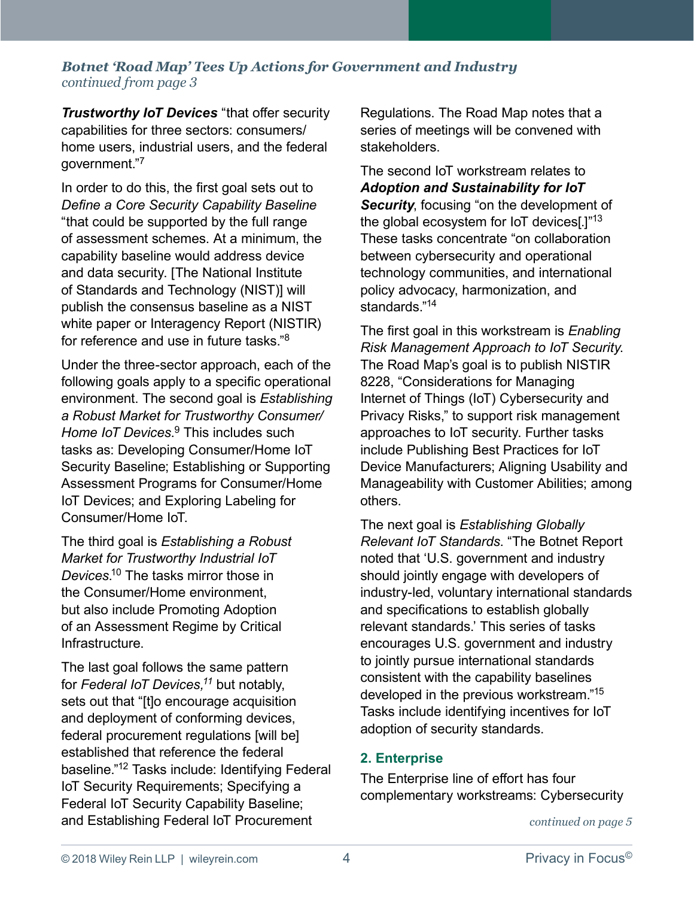*Botnet 'Road Map' Tees Up Actions for Government and Industry*
*continued from page 3*

***Trustworthy IoT Devices*** "that offer security capabilities for three sectors: consumers/ home users, industrial users, and the federal government."[7]

In order to do this, the first goal sets out to *Define a Core Security Capability Baseline* "that could be supported by the full range of assessment schemes. At a minimum, the capability baseline would address device and data security. [The National Institute of Standards and Technology (NIST)] will publish the consensus baseline as a NIST white paper or Interagency Report (NISTIR) for reference and use in future tasks."[8]

Under the three-sector approach, each of the following goals apply to a specific operational environment. The second goal is *Establishing a Robust Market for Trustworthy Consumer/ Home IoT Devices*.[9] This includes such tasks as: Developing Consumer/Home IoT Security Baseline; Establishing or Supporting Assessment Programs for Consumer/Home IoT Devices; and Exploring Labeling for Consumer/Home IoT.

The third goal is *Establishing a Robust Market for Trustworthy Industrial IoT Devices*.[10] The tasks mirror those in the Consumer/Home environment, but also include Promoting Adoption of an Assessment Regime by Critical Infrastructure.

The last goal follows the same pattern for *Federal IoT Devices,*[11] but notably, sets out that "[t]o encourage acquisition and deployment of conforming devices, federal procurement regulations [will be] established that reference the federal baseline."[12] Tasks include: Identifying Federal IoT Security Requirements; Specifying a Federal IoT Security Capability Baseline; and Establishing Federal IoT Procurement Regulations. The Road Map notes that a series of meetings will be convened with stakeholders.

The second IoT workstream relates to ***Adoption and Sustainability for IoT Security***, focusing "on the development of the global ecosystem for IoT devices[.]"[13] These tasks concentrate "on collaboration between cybersecurity and operational technology communities, and international policy advocacy, harmonization, and standards."[14]

The first goal in this workstream is *Enabling Risk Management Approach to IoT Security*. The Road Map's goal is to publish NISTIR 8228, "Considerations for Managing Internet of Things (IoT) Cybersecurity and Privacy Risks," to support risk management approaches to IoT security. Further tasks include Publishing Best Practices for IoT Device Manufacturers; Aligning Usability and Manageability with Customer Abilities; among others.

The next goal is *Establishing Globally Relevant IoT Standards*. "The Botnet Report noted that 'U.S. government and industry should jointly engage with developers of industry-led, voluntary international standards and specifications to establish globally relevant standards.' This series of tasks encourages U.S. government and industry to jointly pursue international standards consistent with the capability baselines developed in the previous workstream."[15] Tasks include identifying incentives for IoT adoption of security standards.

## 2. Enterprise

The Enterprise line of effort has four complementary workstreams: Cybersecurity

*continued on page 5*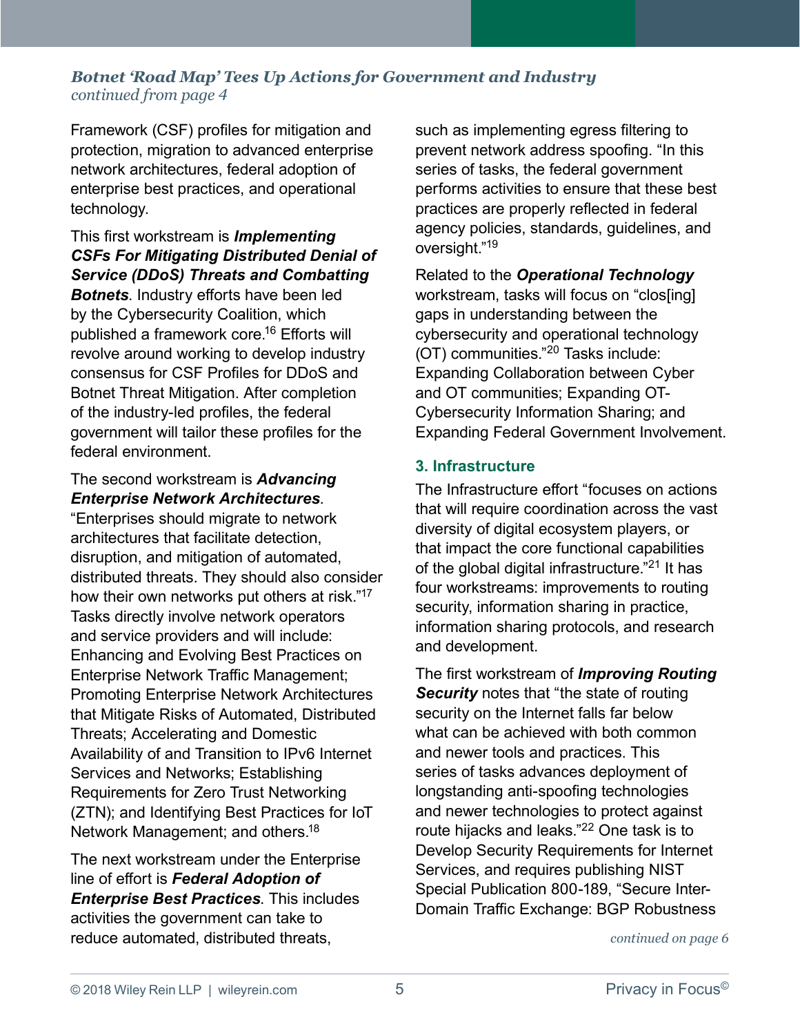*Botnet 'Road Map' Tees Up Actions for Government and Industry*
*continued from page 4*

Framework (CSF) profiles for mitigation and protection, migration to advanced enterprise network architectures, federal adoption of enterprise best practices, and operational technology.

This first workstream is ***Implementing CSFs For Mitigating Distributed Denial of Service (DDoS) Threats and Combatting Botnets***. Industry efforts have been led by the Cybersecurity Coalition, which published a framework core.[16] Efforts will revolve around working to develop industry consensus for CSF Profiles for DDoS and Botnet Threat Mitigation. After completion of the industry-led profiles, the federal government will tailor these profiles for the federal environment.

The second workstream is ***Advancing Enterprise Network Architectures***. "Enterprises should migrate to network architectures that facilitate detection, disruption, and mitigation of automated, distributed threats. They should also consider how their own networks put others at risk."[17] Tasks directly involve network operators and service providers and will include: Enhancing and Evolving Best Practices on Enterprise Network Traffic Management; Promoting Enterprise Network Architectures that Mitigate Risks of Automated, Distributed Threats; Accelerating and Domestic Availability of and Transition to IPv6 Internet Services and Networks; Establishing Requirements for Zero Trust Networking (ZTN); and Identifying Best Practices for IoT Network Management; and others.[18]

The next workstream under the Enterprise line of effort is ***Federal Adoption of Enterprise Best Practices***. This includes activities the government can take to reduce automated, distributed threats, such as implementing egress filtering to prevent network address spoofing. "In this series of tasks, the federal government performs activities to ensure that these best practices are properly reflected in federal agency policies, standards, guidelines, and oversight."[19]

Related to the ***Operational Technology*** workstream, tasks will focus on "clos[ing] gaps in understanding between the cybersecurity and operational technology (OT) communities."[20] Tasks include: Expanding Collaboration between Cyber and OT communities; Expanding OT-Cybersecurity Information Sharing; and Expanding Federal Government Involvement.

### 3. Infrastructure

The Infrastructure effort "focuses on actions that will require coordination across the vast diversity of digital ecosystem players, or that impact the core functional capabilities of the global digital infrastructure."[21] It has four workstreams: improvements to routing security, information sharing in practice, information sharing protocols, and research and development.

The first workstream of ***Improving Routing Security*** notes that "the state of routing security on the Internet falls far below what can be achieved with both common and newer tools and practices. This series of tasks advances deployment of longstanding anti-spoofing technologies and newer technologies to protect against route hijacks and leaks."[22] One task is to Develop Security Requirements for Internet Services, and requires publishing NIST Special Publication 800-189, "Secure Inter-Domain Traffic Exchange: BGP Robustness

*continued on page 6*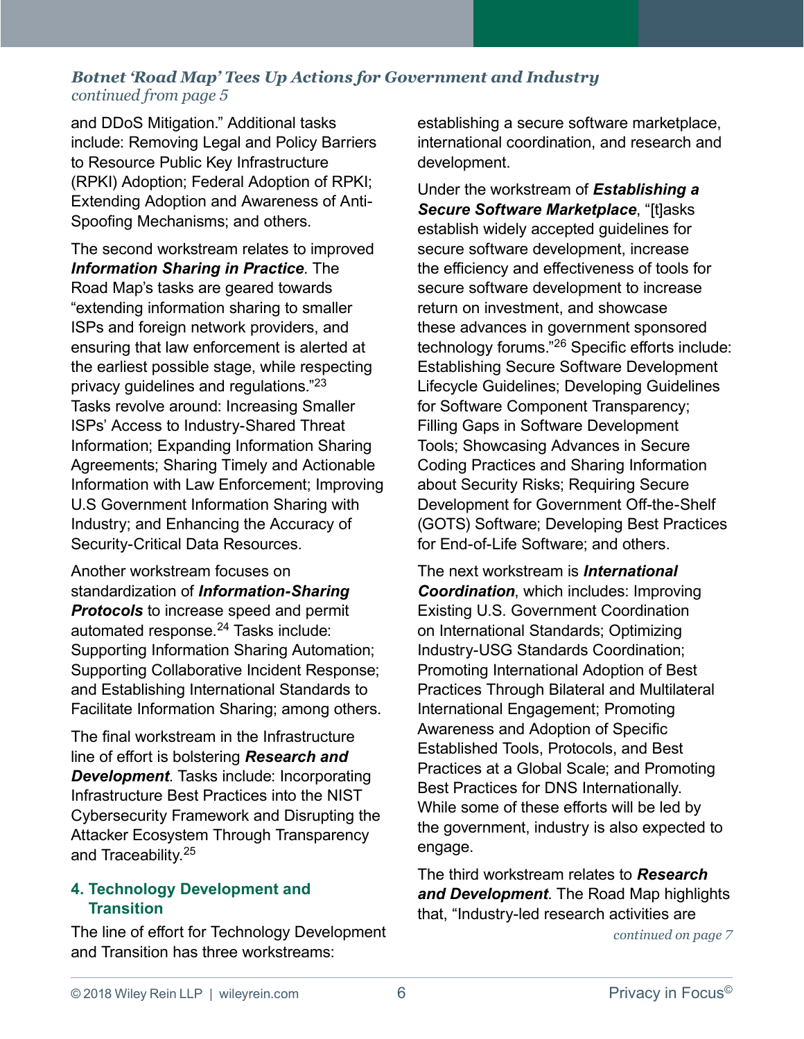*Botnet 'Road Map' Tees Up Actions for Government and Industry*
*continued from page 5*

and DDoS Mitigation." Additional tasks include: Removing Legal and Policy Barriers to Resource Public Key Infrastructure (RPKI) Adoption; Federal Adoption of RPKI; Extending Adoption and Awareness of Anti-Spoofing Mechanisms; and others.

The second workstream relates to improved ***Information Sharing in Practice***. The Road Map's tasks are geared towards "extending information sharing to smaller ISPs and foreign network providers, and ensuring that law enforcement is alerted at the earliest possible stage, while respecting privacy guidelines and regulations."[23] Tasks revolve around: Increasing Smaller ISPs' Access to Industry-Shared Threat Information; Expanding Information Sharing Agreements; Sharing Timely and Actionable Information with Law Enforcement; Improving U.S Government Information Sharing with Industry; and Enhancing the Accuracy of Security-Critical Data Resources.

Another workstream focuses on standardization of ***Information-Sharing Protocols*** to increase speed and permit automated response.[24] Tasks include: Supporting Information Sharing Automation; Supporting Collaborative Incident Response; and Establishing International Standards to Facilitate Information Sharing; among others.

The final workstream in the Infrastructure line of effort is bolstering ***Research and Development***. Tasks include: Incorporating Infrastructure Best Practices into the NIST Cybersecurity Framework and Disrupting the Attacker Ecosystem Through Transparency and Traceability.[25]

### 4. Technology Development and Transition

The line of effort for Technology Development and Transition has three workstreams: establishing a secure software marketplace, international coordination, and research and development.

Under the workstream of ***Establishing a Secure Software Marketplace***, "[t]asks establish widely accepted guidelines for secure software development, increase the efficiency and effectiveness of tools for secure software development to increase return on investment, and showcase these advances in government sponsored technology forums."[26] Specific efforts include: Establishing Secure Software Development Lifecycle Guidelines; Developing Guidelines for Software Component Transparency; Filling Gaps in Software Development Tools; Showcasing Advances in Secure Coding Practices and Sharing Information about Security Risks; Requiring Secure Development for Government Off-the-Shelf (GOTS) Software; Developing Best Practices for End-of-Life Software; and others.

The next workstream is ***International Coordination***, which includes: Improving Existing U.S. Government Coordination on International Standards; Optimizing Industry-USG Standards Coordination; Promoting International Adoption of Best Practices Through Bilateral and Multilateral International Engagement; Promoting Awareness and Adoption of Specific Established Tools, Protocols, and Best Practices at a Global Scale; and Promoting Best Practices for DNS Internationally. While some of these efforts will be led by the government, industry is also expected to engage.

The third workstream relates to ***Research and Development***. The Road Map highlights that, "Industry-led research activities are

*continued on page 7*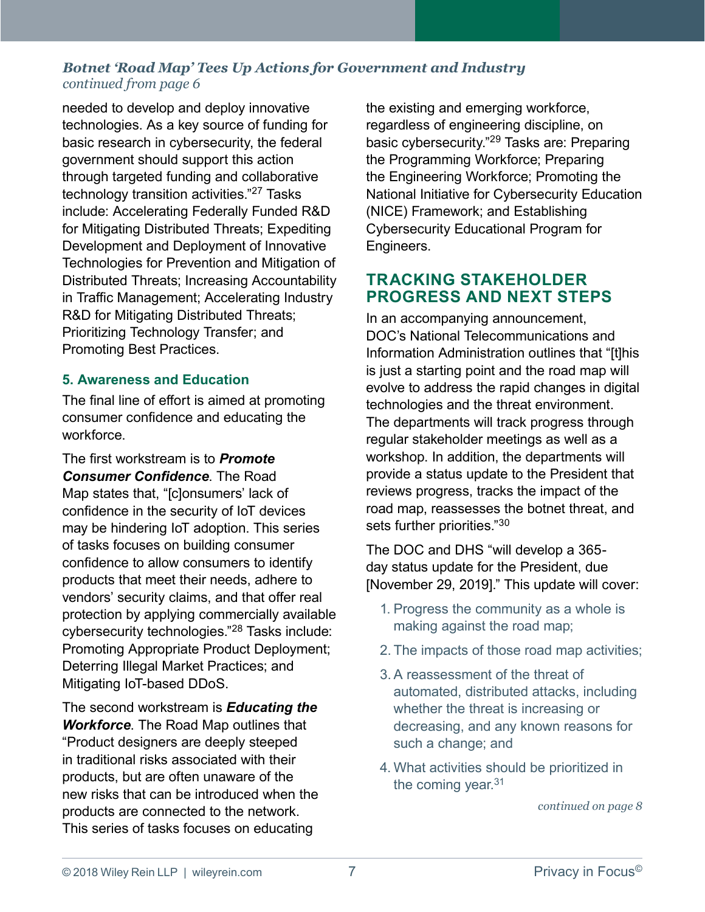*Botnet 'Road Map' Tees Up Actions for Government and Industry*
*continued from page 6*

needed to develop and deploy innovative technologies. As a key source of funding for basic research in cybersecurity, the federal government should support this action through targeted funding and collaborative technology transition activities."[27] Tasks include: Accelerating Federally Funded R&D for Mitigating Distributed Threats; Expediting Development and Deployment of Innovative Technologies for Prevention and Mitigation of Distributed Threats; Increasing Accountability in Traffic Management; Accelerating Industry R&D for Mitigating Distributed Threats; Prioritizing Technology Transfer; and Promoting Best Practices.

### 5. Awareness and Education

The final line of effort is aimed at promoting consumer confidence and educating the workforce.

The first workstream is to ***Promote Consumer Confidence***. The Road Map states that, "[c]onsumers' lack of confidence in the security of IoT devices may be hindering IoT adoption. This series of tasks focuses on building consumer confidence to allow consumers to identify products that meet their needs, adhere to vendors' security claims, and that offer real protection by applying commercially available cybersecurity technologies."[28] Tasks include: Promoting Appropriate Product Deployment; Deterring Illegal Market Practices; and Mitigating IoT-based DDoS.

The second workstream is ***Educating the Workforce***. The Road Map outlines that "Product designers are deeply steeped in traditional risks associated with their products, but are often unaware of the new risks that can be introduced when the products are connected to the network. This series of tasks focuses on educating the existing and emerging workforce, regardless of engineering discipline, on basic cybersecurity."[29] Tasks are: Preparing the Programming Workforce; Preparing the Engineering Workforce; Promoting the National Initiative for Cybersecurity Education (NICE) Framework; and Establishing Cybersecurity Educational Program for Engineers.

## TRACKING STAKEHOLDER PROGRESS AND NEXT STEPS

In an accompanying announcement, DOC's National Telecommunications and Information Administration outlines that "[t]his is just a starting point and the road map will evolve to address the rapid changes in digital technologies and the threat environment. The departments will track progress through regular stakeholder meetings as well as a workshop. In addition, the departments will provide a status update to the President that reviews progress, tracks the impact of the road map, reassesses the botnet threat, and sets further priorities."[30]

The DOC and DHS "will develop a 365-day status update for the President, due [November 29, 2019]." This update will cover:

1. Progress the community as a whole is making against the road map;
2. The impacts of those road map activities;
3. A reassessment of the threat of automated, distributed attacks, including whether the threat is increasing or decreasing, and any known reasons for such a change; and
4. What activities should be prioritized in the coming year.[31]

*continued on page 8*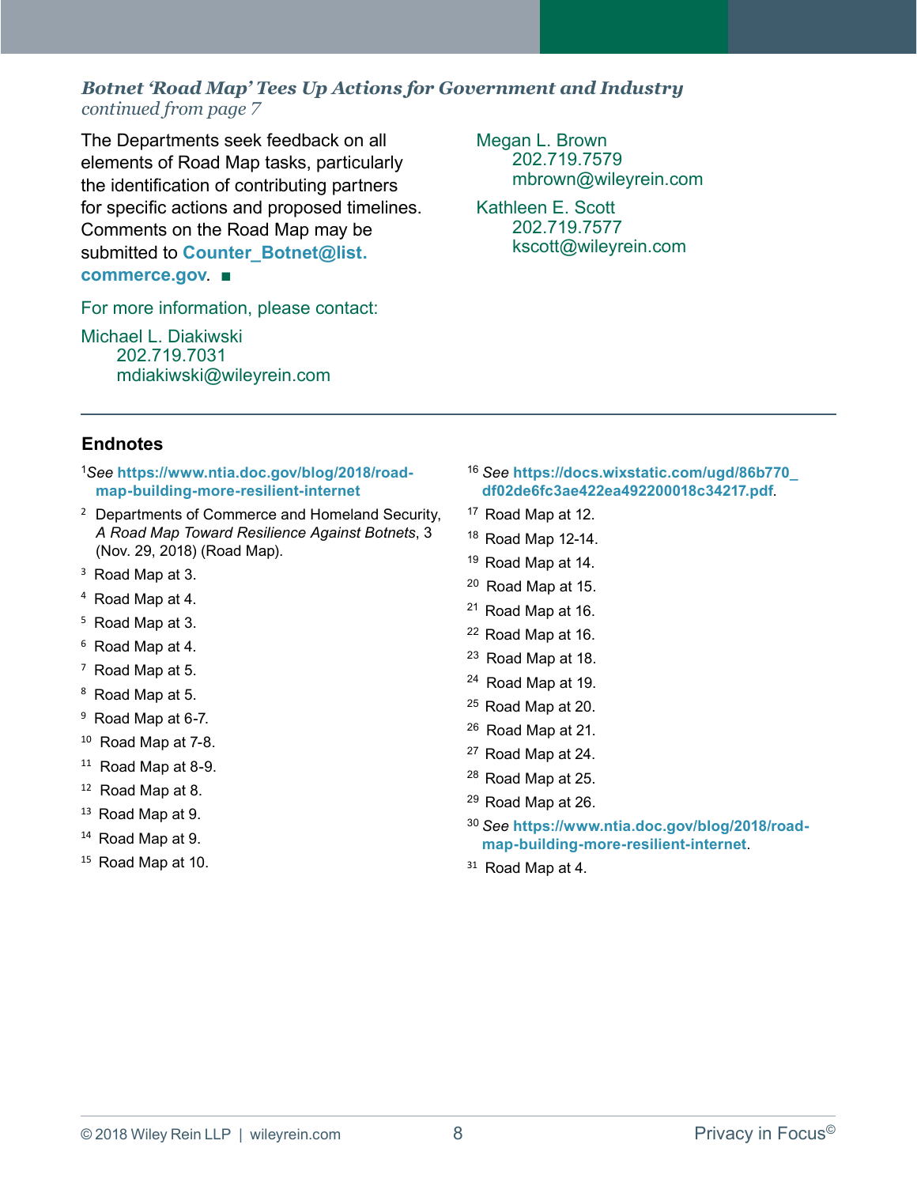### *Botnet 'Road Map' Tees Up Actions for Government and Industry*

*continued from page 7*

The Departments seek feedback on all elements of Road Map tasks, particularly the identification of contributing partners for specific actions and proposed timelines. Comments on the Road Map may be submitted to **Counter_Botnet@list.commerce.gov**. ■

For more information, please contact:

Michael L. Diakiwski
202.719.7031
mdiakiwski@wileyrein.com

Megan L. Brown
202.719.7579
mbrown@wileyrein.com

Kathleen E. Scott
202.719.7577
kscott@wileyrein.com

---

### Endnotes

[1] *See* **https://www.ntia.doc.gov/blog/2018/road-map-building-more-resilient-internet**

[2] Departments of Commerce and Homeland Security, *A Road Map Toward Resilience Against Botnets*, 3 (Nov. 29, 2018) (Road Map).

[3] Road Map at 3.

[4] Road Map at 4.

[5] Road Map at 3.

[6] Road Map at 4.

[7] Road Map at 5.

[8] Road Map at 5.

[9] Road Map at 6-7.

[10] Road Map at 7-8.

[11] Road Map at 8-9.

[12] Road Map at 8.

[13] Road Map at 9.

[14] Road Map at 9.

[15] Road Map at 10.

[16] *See* **https://docs.wixstatic.com/ugd/86b770_df02de6fc3ae422ea492200018c34217.pdf**.

[17] Road Map at 12.

[18] Road Map 12-14.

[19] Road Map at 14.

[20] Road Map at 15.

[21] Road Map at 16.

[22] Road Map at 16.

[23] Road Map at 18.

[24] Road Map at 19.

[25] Road Map at 20.

[26] Road Map at 21.

[27] Road Map at 24.

[28] Road Map at 25.

[29] Road Map at 26.

[30] *See* **https://www.ntia.doc.gov/blog/2018/road-map-building-more-resilient-internet**.

[31] Road Map at 4.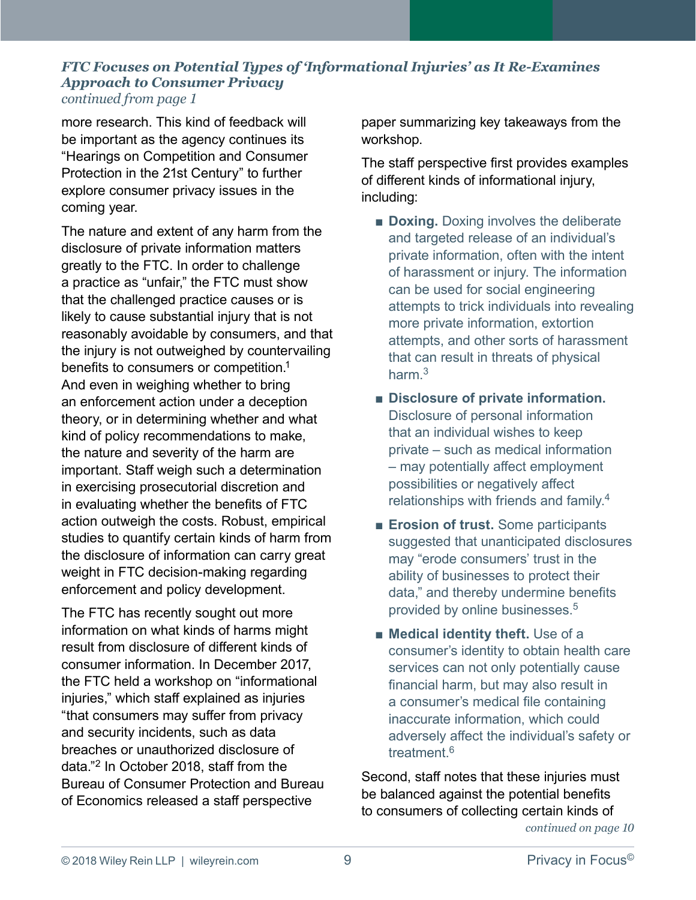### *FTC Focuses on Potential Types of 'Informational Injuries' as It Re-Examines Approach to Consumer Privacy*

*continued from page 1*

more research. This kind of feedback will be important as the agency continues its "Hearings on Competition and Consumer Protection in the 21st Century" to further explore consumer privacy issues in the coming year.

The nature and extent of any harm from the disclosure of private information matters greatly to the FTC. In order to challenge a practice as "unfair," the FTC must show that the challenged practice causes or is likely to cause substantial injury that is not reasonably avoidable by consumers, and that the injury is not outweighed by countervailing benefits to consumers or competition.[1] And even in weighing whether to bring an enforcement action under a deception theory, or in determining whether and what kind of policy recommendations to make, the nature and severity of the harm are important. Staff weigh such a determination in exercising prosecutorial discretion and in evaluating whether the benefits of FTC action outweigh the costs. Robust, empirical studies to quantify certain kinds of harm from the disclosure of information can carry great weight in FTC decision-making regarding enforcement and policy development.

The FTC has recently sought out more information on what kinds of harms might result from disclosure of different kinds of consumer information. In December 2017, the FTC held a workshop on "informational injuries," which staff explained as injuries "that consumers may suffer from privacy and security incidents, such as data breaches or unauthorized disclosure of data."[2] In October 2018, staff from the Bureau of Consumer Protection and Bureau of Economics released a staff perspective paper summarizing key takeaways from the workshop.

The staff perspective first provides examples of different kinds of informational injury, including:

- **Doxing.** Doxing involves the deliberate and targeted release of an individual's private information, often with the intent of harassment or injury. The information can be used for social engineering attempts to trick individuals into revealing more private information, extortion attempts, and other sorts of harassment that can result in threats of physical harm.[3]
- **Disclosure of private information.** Disclosure of personal information that an individual wishes to keep private – such as medical information – may potentially affect employment possibilities or negatively affect relationships with friends and family.[4]
- **Erosion of trust.** Some participants suggested that unanticipated disclosures may "erode consumers' trust in the ability of businesses to protect their data," and thereby undermine benefits provided by online businesses.[5]
- **Medical identity theft.** Use of a consumer's identity to obtain health care services can not only potentially cause financial harm, but may also result in a consumer's medical file containing inaccurate information, which could adversely affect the individual's safety or treatment.[6]

Second, staff notes that these injuries must be balanced against the potential benefits to consumers of collecting certain kinds of

*continued on page 10*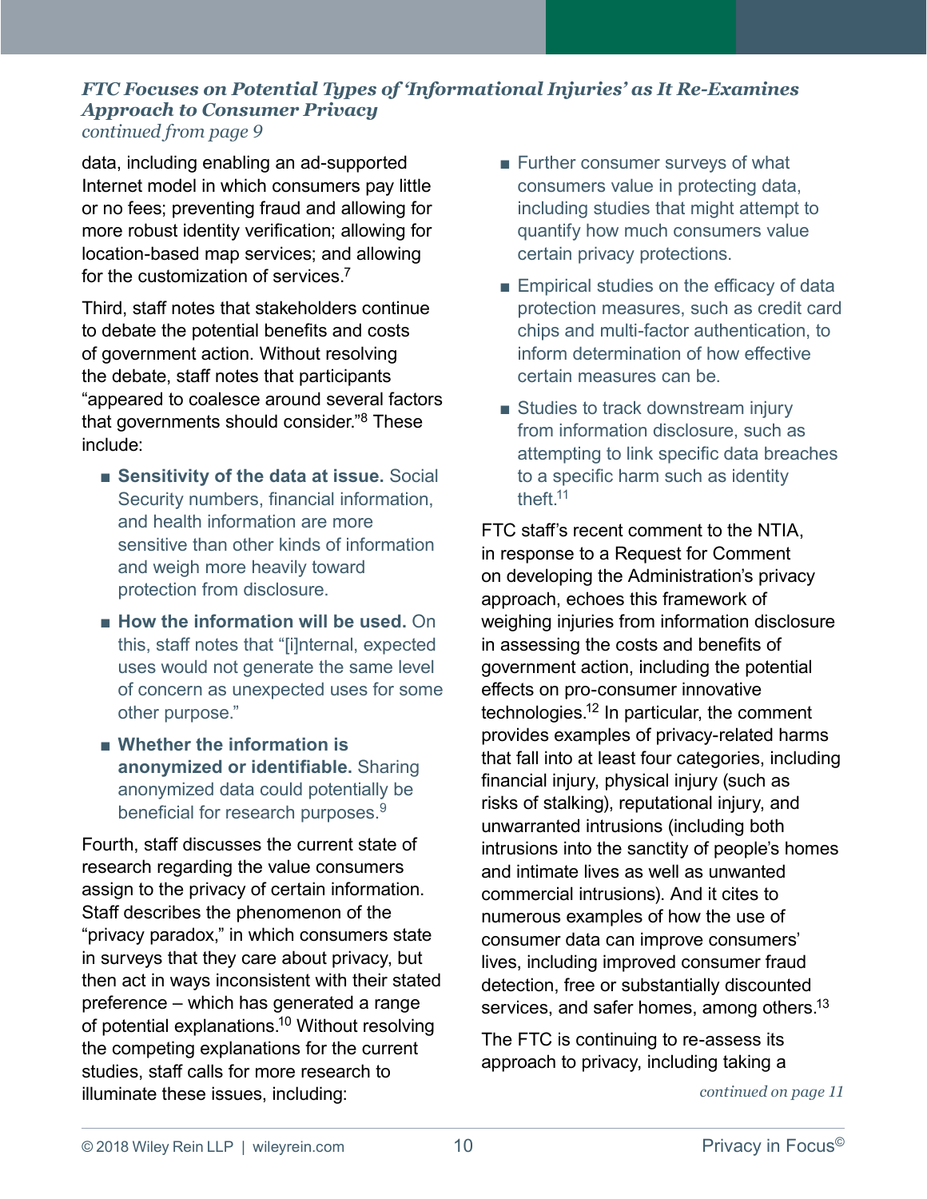*FTC Focuses on Potential Types of 'Informational Injuries' as It Re-Examines Approach to Consumer Privacy*

*continued from page 9*

data, including enabling an ad-supported Internet model in which consumers pay little or no fees; preventing fraud and allowing for more robust identity verification; allowing for location-based map services; and allowing for the customization of services.[7]

Third, staff notes that stakeholders continue to debate the potential benefits and costs of government action. Without resolving the debate, staff notes that participants "appeared to coalesce around several factors that governments should consider."[8] These include:

- **Sensitivity of the data at issue.** Social Security numbers, financial information, and health information are more sensitive than other kinds of information and weigh more heavily toward protection from disclosure.
- **How the information will be used.** On this, staff notes that "[i]nternal, expected uses would not generate the same level of concern as unexpected uses for some other purpose."
- **Whether the information is anonymized or identifiable.** Sharing anonymized data could potentially be beneficial for research purposes.[9]

Fourth, staff discusses the current state of research regarding the value consumers assign to the privacy of certain information. Staff describes the phenomenon of the "privacy paradox," in which consumers state in surveys that they care about privacy, but then act in ways inconsistent with their stated preference – which has generated a range of potential explanations.[10] Without resolving the competing explanations for the current studies, staff calls for more research to illuminate these issues, including:

- Further consumer surveys of what consumers value in protecting data, including studies that might attempt to quantify how much consumers value certain privacy protections.
- Empirical studies on the efficacy of data protection measures, such as credit card chips and multi-factor authentication, to inform determination of how effective certain measures can be.
- Studies to track downstream injury from information disclosure, such as attempting to link specific data breaches to a specific harm such as identity theft.[11]

FTC staff's recent comment to the NTIA, in response to a Request for Comment on developing the Administration's privacy approach, echoes this framework of weighing injuries from information disclosure in assessing the costs and benefits of government action, including the potential effects on pro-consumer innovative technologies.[12] In particular, the comment provides examples of privacy-related harms that fall into at least four categories, including financial injury, physical injury (such as risks of stalking), reputational injury, and unwarranted intrusions (including both intrusions into the sanctity of people's homes and intimate lives as well as unwanted commercial intrusions). And it cites to numerous examples of how the use of consumer data can improve consumers' lives, including improved consumer fraud detection, free or substantially discounted services, and safer homes, among others.[13]

The FTC is continuing to re-assess its approach to privacy, including taking a

*continued on page 11*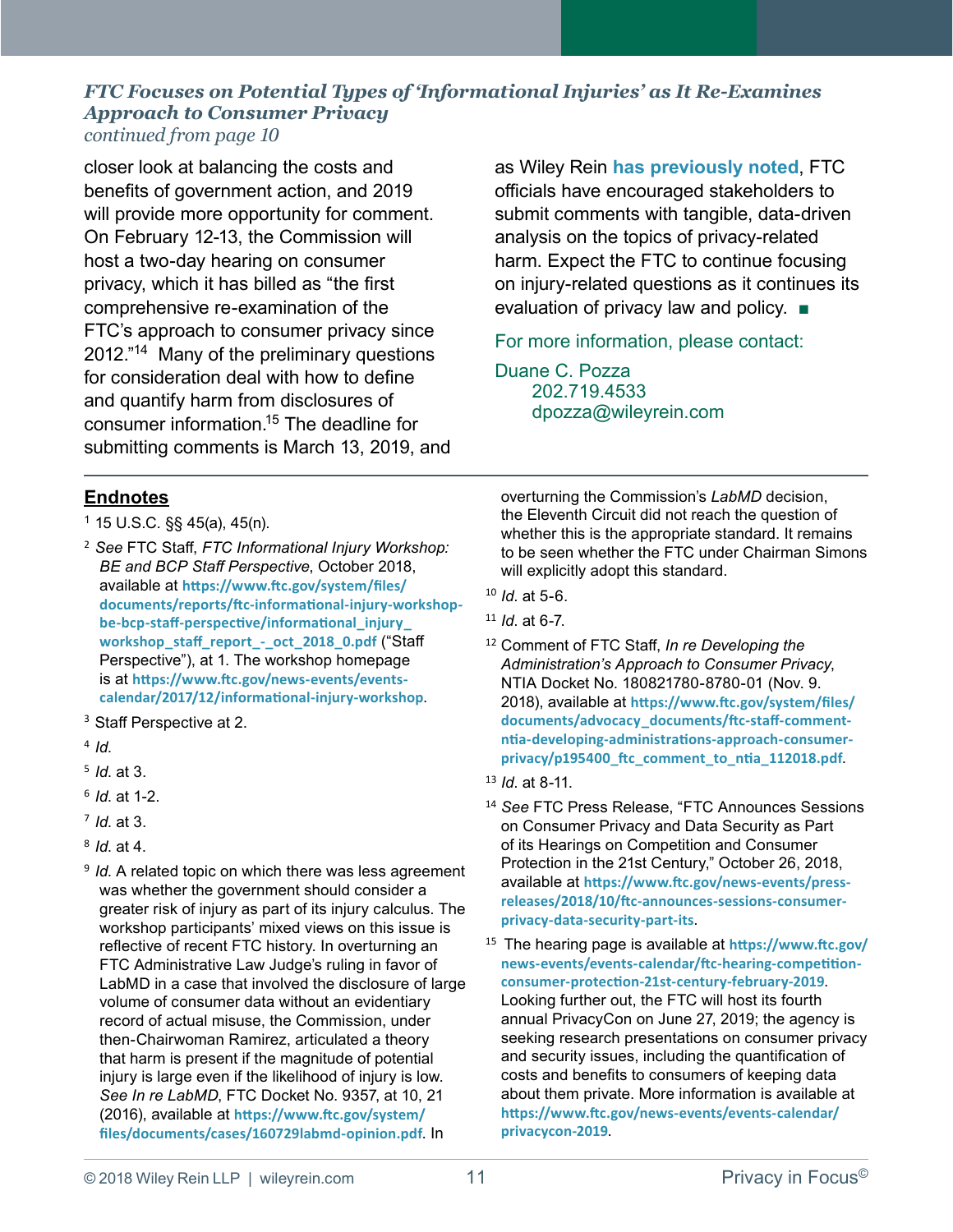*FTC Focuses on Potential Types of 'Informational Injuries' as It Re-Examines Approach to Consumer Privacy*
*continued from page 10*

closer look at balancing the costs and benefits of government action, and 2019 will provide more opportunity for comment. On February 12-13, the Commission will host a two-day hearing on consumer privacy, which it has billed as "the first comprehensive re-examination of the FTC's approach to consumer privacy since 2012."[14] Many of the preliminary questions for consideration deal with how to define and quantify harm from disclosures of consumer information.[15] The deadline for submitting comments is March 13, 2019, and as Wiley Rein **has previously noted**, FTC officials have encouraged stakeholders to submit comments with tangible, data-driven analysis on the topics of privacy-related harm. Expect the FTC to continue focusing on injury-related questions as it continues its evaluation of privacy law and policy. ■

For more information, please contact:

Duane C. Pozza
202.719.4533
dpozza@wileyrein.com

## Endnotes

1. 15 U.S.C. §§ 45(a), 45(n).
2. *See* FTC Staff, *FTC Informational Injury Workshop: BE and BCP Staff Perspective*, October 2018, available at **https://www.ftc.gov/system/files/documents/reports/ftc-informational-injury-workshop-be-bcp-staff-perspective/informational_injury_workshop_staff_report_-_oct_2018_0.pdf** ("Staff Perspective"), at 1. The workshop homepage is at **https://www.ftc.gov/news-events/events-calendar/2017/12/informational-injury-workshop**.
3. Staff Perspective at 2.
4. *Id.*
5. *Id.* at 3.
6. *Id.* at 1-2.
7. *Id.* at 3.
8. *Id.* at 4.
9. *Id.* A related topic on which there was less agreement was whether the government should consider a greater risk of injury as part of its injury calculus. The workshop participants' mixed views on this issue is reflective of recent FTC history. In overturning an FTC Administrative Law Judge's ruling in favor of LabMD in a case that involved the disclosure of large volume of consumer data without an evidentiary record of actual misuse, the Commission, under then-Chairwoman Ramirez, articulated a theory that harm is present if the magnitude of potential injury is large even if the likelihood of injury is low. *See In re LabMD*, FTC Docket No. 9357, at 10, 21 (2016), available at **https://www.ftc.gov/system/files/documents/cases/160729labmd-opinion.pdf**. In overturning the Commission's *LabMD* decision, the Eleventh Circuit did not reach the question of whether this is the appropriate standard. It remains to be seen whether the FTC under Chairman Simons will explicitly adopt this standard.
10. *Id.* at 5-6.
11. *Id.* at 6-7.
12. Comment of FTC Staff, *In re Developing the Administration's Approach to Consumer Privacy*, NTIA Docket No. 180821780-8780-01 (Nov. 9. 2018), available at **https://www.ftc.gov/system/files/documents/advocacy_documents/ftc-staff-comment-ntia-developing-administrations-approach-consumer-privacy/p195400_ftc_comment_to_ntia_112018.pdf**.
13. *Id.* at 8-11.
14. *See* FTC Press Release, "FTC Announces Sessions on Consumer Privacy and Data Security as Part of its Hearings on Competition and Consumer Protection in the 21st Century," October 26, 2018, available at **https://www.ftc.gov/news-events/press-releases/2018/10/ftc-announces-sessions-consumer-privacy-data-security-part-its**.
15. The hearing page is available at **https://www.ftc.gov/news-events/events-calendar/ftc-hearing-competition-consumer-protection-21st-century-february-2019**. Looking further out, the FTC will host its fourth annual PrivacyCon on June 27, 2019; the agency is seeking research presentations on consumer privacy and security issues, including the quantification of costs and benefits to consumers of keeping data about them private. More information is available at **https://www.ftc.gov/news-events/events-calendar/privacycon-2019**.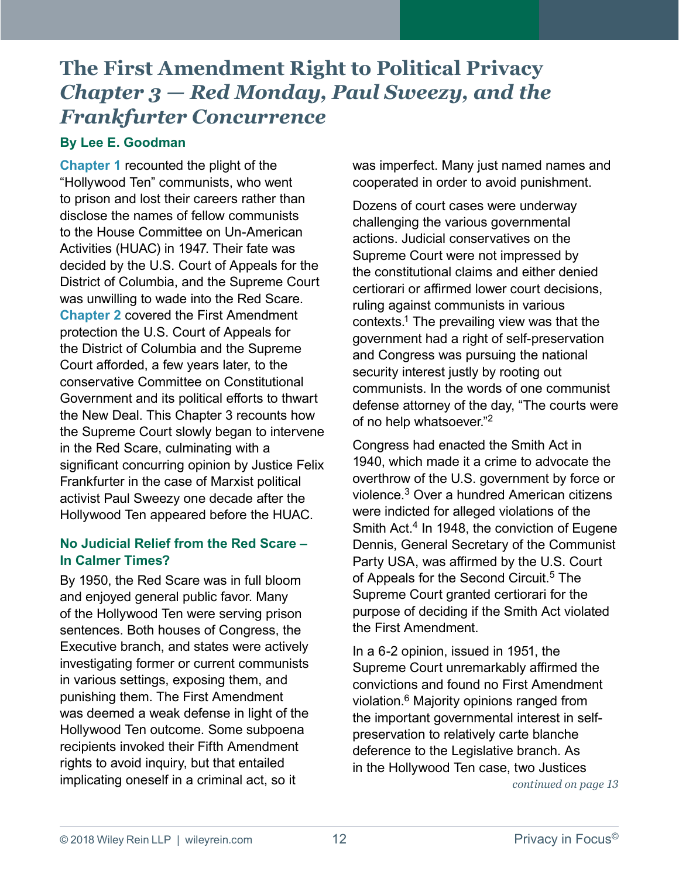# The First Amendment Right to Political Privacy

## *Chapter 3 — Red Monday, Paul Sweezy, and the Frankfurter Concurrence*

**By Lee E. Goodman**

**Chapter 1** recounted the plight of the "Hollywood Ten" communists, who went to prison and lost their careers rather than disclose the names of fellow communists to the House Committee on Un-American Activities (HUAC) in 1947. Their fate was decided by the U.S. Court of Appeals for the District of Columbia, and the Supreme Court was unwilling to wade into the Red Scare. **Chapter 2** covered the First Amendment protection the U.S. Court of Appeals for the District of Columbia and the Supreme Court afforded, a few years later, to the conservative Committee on Constitutional Government and its political efforts to thwart the New Deal. This Chapter 3 recounts how the Supreme Court slowly began to intervene in the Red Scare, culminating with a significant concurring opinion by Justice Felix Frankfurter in the case of Marxist political activist Paul Sweezy one decade after the Hollywood Ten appeared before the HUAC.

### No Judicial Relief from the Red Scare – In Calmer Times?

By 1950, the Red Scare was in full bloom and enjoyed general public favor. Many of the Hollywood Ten were serving prison sentences. Both houses of Congress, the Executive branch, and states were actively investigating former or current communists in various settings, exposing them, and punishing them. The First Amendment was deemed a weak defense in light of the Hollywood Ten outcome. Some subpoena recipients invoked their Fifth Amendment rights to avoid inquiry, but that entailed implicating oneself in a criminal act, so it was imperfect. Many just named names and cooperated in order to avoid punishment.

Dozens of court cases were underway challenging the various governmental actions. Judicial conservatives on the Supreme Court were not impressed by the constitutional claims and either denied certiorari or affirmed lower court decisions, ruling against communists in various contexts.[1] The prevailing view was that the government had a right of self-preservation and Congress was pursuing the national security interest justly by rooting out communists. In the words of one communist defense attorney of the day, "The courts were of no help whatsoever."[2]

Congress had enacted the Smith Act in 1940, which made it a crime to advocate the overthrow of the U.S. government by force or violence.[3] Over a hundred American citizens were indicted for alleged violations of the Smith Act.[4] In 1948, the conviction of Eugene Dennis, General Secretary of the Communist Party USA, was affirmed by the U.S. Court of Appeals for the Second Circuit.[5] The Supreme Court granted certiorari for the purpose of deciding if the Smith Act violated the First Amendment.

In a 6-2 opinion, issued in 1951, the Supreme Court unremarkably affirmed the convictions and found no First Amendment violation.[6] Majority opinions ranged from the important governmental interest in self-preservation to relatively carte blanche deference to the Legislative branch. As in the Hollywood Ten case, two Justices

*continued on page 13*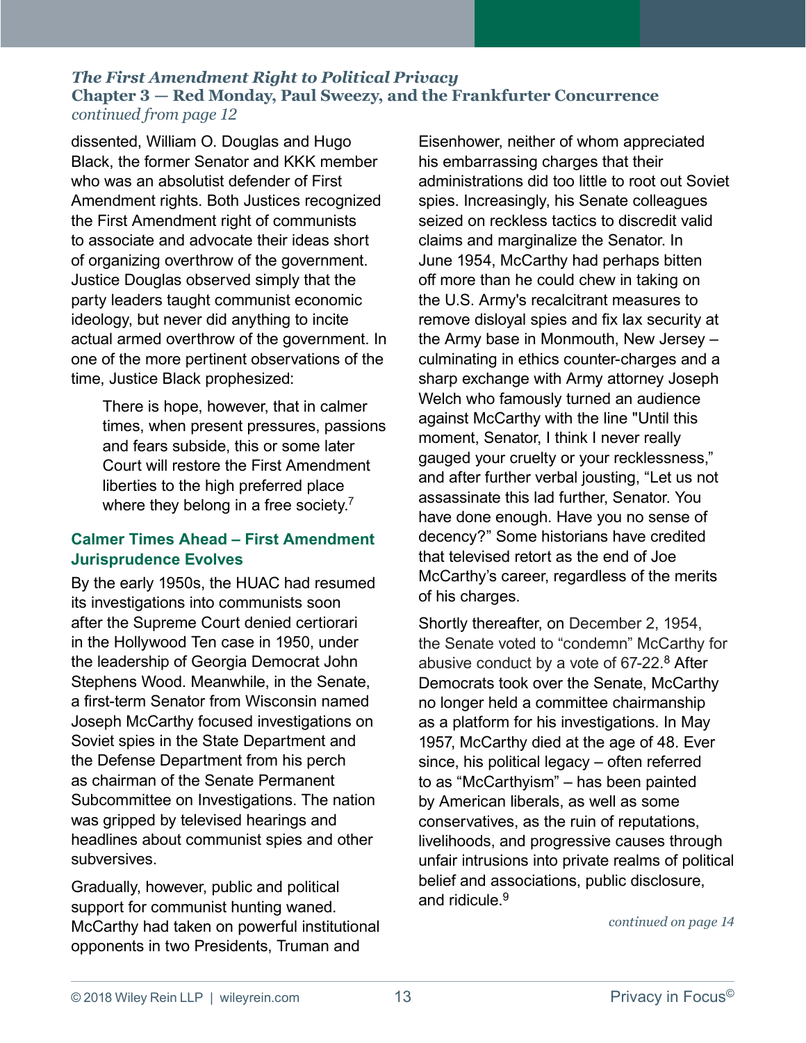*The First Amendment Right to Political Privacy*
**Chapter 3 — Red Monday, Paul Sweezy, and the Frankfurter Concurrence**
*continued from page 12*

dissented, William O. Douglas and Hugo Black, the former Senator and KKK member who was an absolutist defender of First Amendment rights. Both Justices recognized the First Amendment right of communists to associate and advocate their ideas short of organizing overthrow of the government. Justice Douglas observed simply that the party leaders taught communist economic ideology, but never did anything to incite actual armed overthrow of the government. In one of the more pertinent observations of the time, Justice Black prophesized:

> There is hope, however, that in calmer times, when present pressures, passions and fears subside, this or some later Court will restore the First Amendment liberties to the high preferred place where they belong in a free society.[7]

## Calmer Times Ahead – First Amendment Jurisprudence Evolves

By the early 1950s, the HUAC had resumed its investigations into communists soon after the Supreme Court denied certiorari in the Hollywood Ten case in 1950, under the leadership of Georgia Democrat John Stephens Wood. Meanwhile, in the Senate, a first-term Senator from Wisconsin named Joseph McCarthy focused investigations on Soviet spies in the State Department and the Defense Department from his perch as chairman of the Senate Permanent Subcommittee on Investigations. The nation was gripped by televised hearings and headlines about communist spies and other subversives.

Gradually, however, public and political support for communist hunting waned. McCarthy had taken on powerful institutional opponents in two Presidents, Truman and Eisenhower, neither of whom appreciated his embarrassing charges that their administrations did too little to root out Soviet spies. Increasingly, his Senate colleagues seized on reckless tactics to discredit valid claims and marginalize the Senator. In June 1954, McCarthy had perhaps bitten off more than he could chew in taking on the U.S. Army's recalcitrant measures to remove disloyal spies and fix lax security at the Army base in Monmouth, New Jersey – culminating in ethics counter-charges and a sharp exchange with Army attorney Joseph Welch who famously turned an audience against McCarthy with the line "Until this moment, Senator, I think I never really gauged your cruelty or your recklessness," and after further verbal jousting, "Let us not assassinate this lad further, Senator. You have done enough. Have you no sense of decency?" Some historians have credited that televised retort as the end of Joe McCarthy's career, regardless of the merits of his charges.

Shortly thereafter, on December 2, 1954, the Senate voted to "condemn" McCarthy for abusive conduct by a vote of 67-22.[8] After Democrats took over the Senate, McCarthy no longer held a committee chairmanship as a platform for his investigations. In May 1957, McCarthy died at the age of 48. Ever since, his political legacy – often referred to as "McCarthyism" – has been painted by American liberals, as well as some conservatives, as the ruin of reputations, livelihoods, and progressive causes through unfair intrusions into private realms of political belief and associations, public disclosure, and ridicule.[9]

*continued on page 14*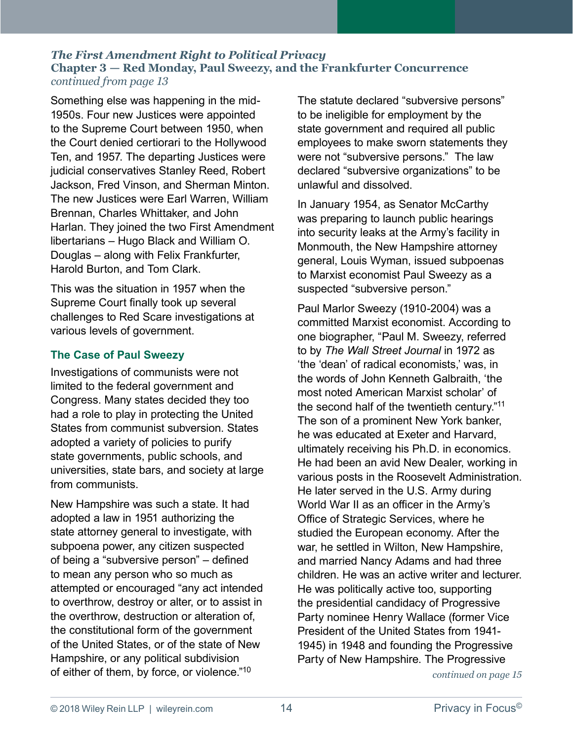*The First Amendment Right to Political Privacy*
**Chapter 3 — Red Monday, Paul Sweezy, and the Frankfurter Concurrence**
*continued from page 13*

Something else was happening in the mid-1950s. Four new Justices were appointed to the Supreme Court between 1950, when the Court denied certiorari to the Hollywood Ten, and 1957. The departing Justices were judicial conservatives Stanley Reed, Robert Jackson, Fred Vinson, and Sherman Minton. The new Justices were Earl Warren, William Brennan, Charles Whittaker, and John Harlan. They joined the two First Amendment libertarians – Hugo Black and William O. Douglas – along with Felix Frankfurter, Harold Burton, and Tom Clark.

This was the situation in 1957 when the Supreme Court finally took up several challenges to Red Scare investigations at various levels of government.

### The Case of Paul Sweezy

Investigations of communists were not limited to the federal government and Congress. Many states decided they too had a role to play in protecting the United States from communist subversion. States adopted a variety of policies to purify state governments, public schools, and universities, state bars, and society at large from communists.

New Hampshire was such a state. It had adopted a law in 1951 authorizing the state attorney general to investigate, with subpoena power, any citizen suspected of being a "subversive person" – defined to mean any person who so much as attempted or encouraged "any act intended to overthrow, destroy or alter, or to assist in the overthrow, destruction or alteration of, the constitutional form of the government of the United States, or of the state of New Hampshire, or any political subdivision of either of them, by force, or violence."[10]

The statute declared "subversive persons" to be ineligible for employment by the state government and required all public employees to make sworn statements they were not "subversive persons." The law declared "subversive organizations" to be unlawful and dissolved.

In January 1954, as Senator McCarthy was preparing to launch public hearings into security leaks at the Army's facility in Monmouth, the New Hampshire attorney general, Louis Wyman, issued subpoenas to Marxist economist Paul Sweezy as a suspected "subversive person."

Paul Marlor Sweezy (1910-2004) was a committed Marxist economist. According to one biographer, "Paul M. Sweezy, referred to by *The Wall Street Journal* in 1972 as 'the 'dean' of radical economists,' was, in the words of John Kenneth Galbraith, 'the most noted American Marxist scholar' of the second half of the twentieth century."[11] The son of a prominent New York banker, he was educated at Exeter and Harvard, ultimately receiving his Ph.D. in economics. He had been an avid New Dealer, working in various posts in the Roosevelt Administration. He later served in the U.S. Army during World War II as an officer in the Army's Office of Strategic Services, where he studied the European economy. After the war, he settled in Wilton, New Hampshire, and married Nancy Adams and had three children. He was an active writer and lecturer. He was politically active too, supporting the presidential candidacy of Progressive Party nominee Henry Wallace (former Vice President of the United States from 1941-1945) in 1948 and founding the Progressive Party of New Hampshire. The Progressive

*continued on page 15*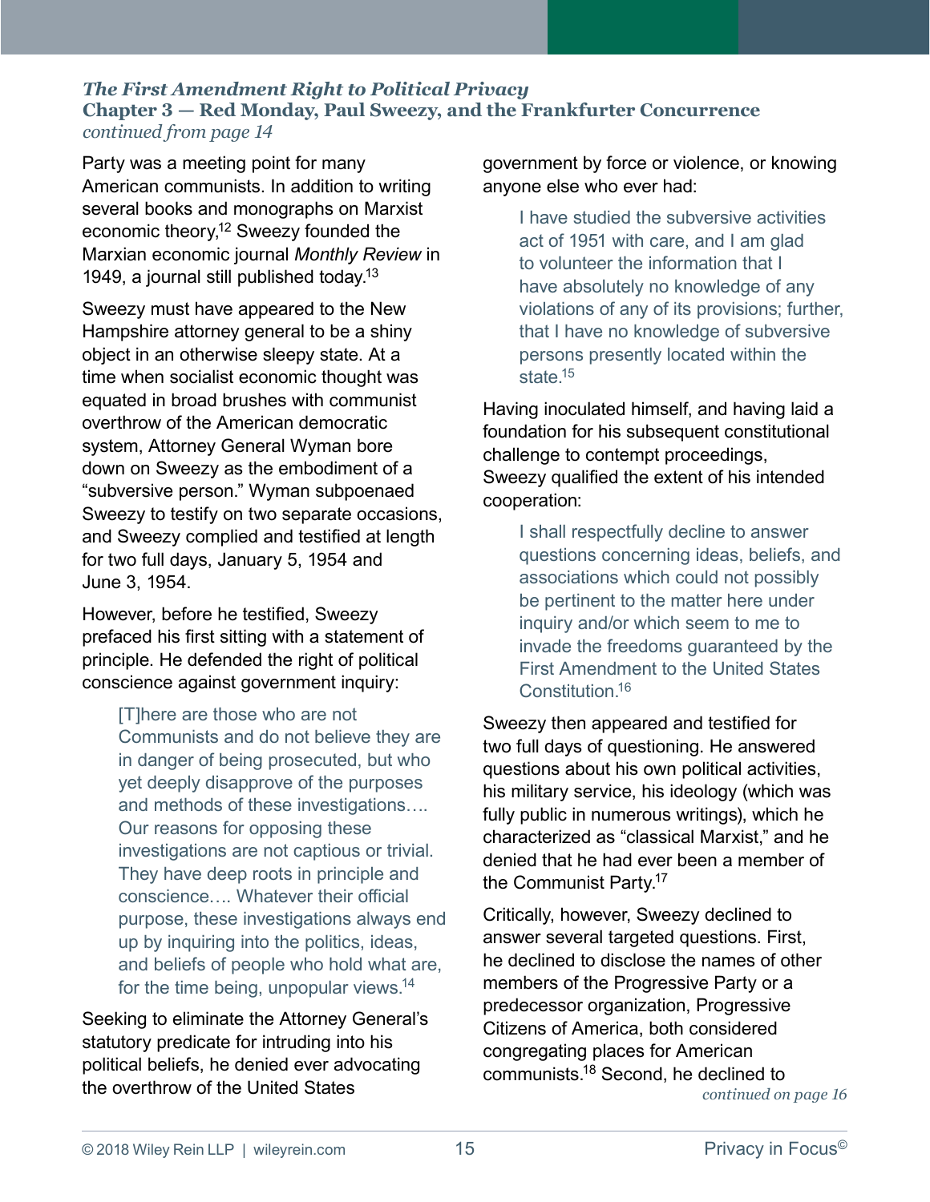*The First Amendment Right to Political Privacy*
**Chapter 3 — Red Monday, Paul Sweezy, and the Frankfurter Concurrence**
*continued from page 14*

Party was a meeting point for many American communists. In addition to writing several books and monographs on Marxist economic theory,[12] Sweezy founded the Marxian economic journal *Monthly Review* in 1949, a journal still published today.[13]

Sweezy must have appeared to the New Hampshire attorney general to be a shiny object in an otherwise sleepy state. At a time when socialist economic thought was equated in broad brushes with communist overthrow of the American democratic system, Attorney General Wyman bore down on Sweezy as the embodiment of a "subversive person." Wyman subpoenaed Sweezy to testify on two separate occasions, and Sweezy complied and testified at length for two full days, January 5, 1954 and June 3, 1954.

However, before he testified, Sweezy prefaced his first sitting with a statement of principle. He defended the right of political conscience against government inquiry:

> [T]here are those who are not Communists and do not believe they are in danger of being prosecuted, but who yet deeply disapprove of the purposes and methods of these investigations…. Our reasons for opposing these investigations are not captious or trivial. They have deep roots in principle and conscience…. Whatever their official purpose, these investigations always end up by inquiring into the politics, ideas, and beliefs of people who hold what are, for the time being, unpopular views.[14]

Seeking to eliminate the Attorney General's statutory predicate for intruding into his political beliefs, he denied ever advocating the overthrow of the United States government by force or violence, or knowing anyone else who ever had:

> I have studied the subversive activities act of 1951 with care, and I am glad to volunteer the information that I have absolutely no knowledge of any violations of any of its provisions; further, that I have no knowledge of subversive persons presently located within the state.[15]

Having inoculated himself, and having laid a foundation for his subsequent constitutional challenge to contempt proceedings, Sweezy qualified the extent of his intended cooperation:

> I shall respectfully decline to answer questions concerning ideas, beliefs, and associations which could not possibly be pertinent to the matter here under inquiry and/or which seem to me to invade the freedoms guaranteed by the First Amendment to the United States Constitution.[16]

Sweezy then appeared and testified for two full days of questioning. He answered questions about his own political activities, his military service, his ideology (which was fully public in numerous writings), which he characterized as "classical Marxist," and he denied that he had ever been a member of the Communist Party.[17]

Critically, however, Sweezy declined to answer several targeted questions. First, he declined to disclose the names of other members of the Progressive Party or a predecessor organization, Progressive Citizens of America, both considered congregating places for American communists.[18] Second, he declined to

*continued on page 16*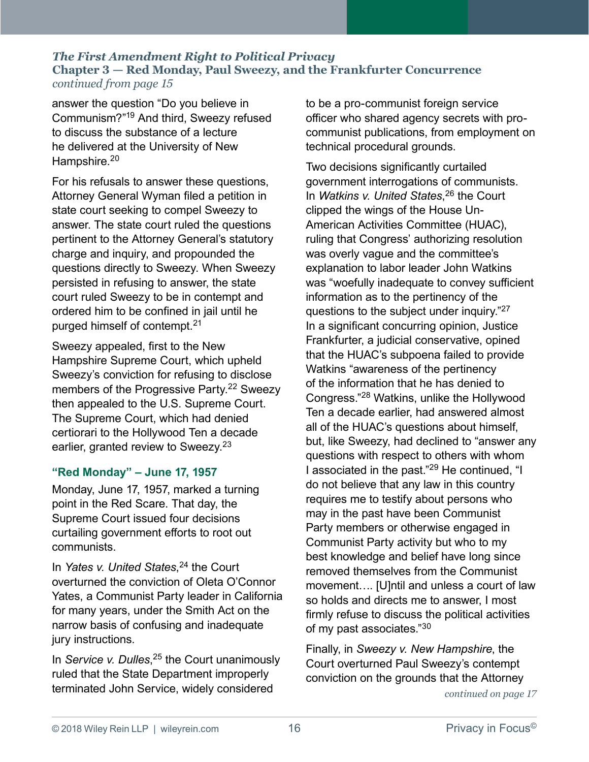*The First Amendment Right to Political Privacy*
**Chapter 3 — Red Monday, Paul Sweezy, and the Frankfurter Concurrence**
*continued from page 15*

answer the question "Do you believe in Communism?"[19] And third, Sweezy refused to discuss the substance of a lecture he delivered at the University of New Hampshire.[20]

For his refusals to answer these questions, Attorney General Wyman filed a petition in state court seeking to compel Sweezy to answer. The state court ruled the questions pertinent to the Attorney General's statutory charge and inquiry, and propounded the questions directly to Sweezy. When Sweezy persisted in refusing to answer, the state court ruled Sweezy to be in contempt and ordered him to be confined in jail until he purged himself of contempt.[21]

Sweezy appealed, first to the New Hampshire Supreme Court, which upheld Sweezy's conviction for refusing to disclose members of the Progressive Party.[22] Sweezy then appealed to the U.S. Supreme Court. The Supreme Court, which had denied certiorari to the Hollywood Ten a decade earlier, granted review to Sweezy.[23]

### "Red Monday" – June 17, 1957

Monday, June 17, 1957, marked a turning point in the Red Scare. That day, the Supreme Court issued four decisions curtailing government efforts to root out communists.

In *Yates v. United States*,[24] the Court overturned the conviction of Oleta O'Connor Yates, a Communist Party leader in California for many years, under the Smith Act on the narrow basis of confusing and inadequate jury instructions.

In *Service v. Dulles*,[25] the Court unanimously ruled that the State Department improperly terminated John Service, widely considered to be a pro-communist foreign service officer who shared agency secrets with pro-communist publications, from employment on technical procedural grounds.

Two decisions significantly curtailed government interrogations of communists. In *Watkins v. United States*,[26] the Court clipped the wings of the House Un-American Activities Committee (HUAC), ruling that Congress' authorizing resolution was overly vague and the committee's explanation to labor leader John Watkins was "woefully inadequate to convey sufficient information as to the pertinency of the questions to the subject under inquiry."[27] In a significant concurring opinion, Justice Frankfurter, a judicial conservative, opined that the HUAC's subpoena failed to provide Watkins "awareness of the pertinency of the information that he has denied to Congress."[28] Watkins, unlike the Hollywood Ten a decade earlier, had answered almost all of the HUAC's questions about himself, but, like Sweezy, had declined to "answer any questions with respect to others with whom I associated in the past."[29] He continued, "I do not believe that any law in this country requires me to testify about persons who may in the past have been Communist Party members or otherwise engaged in Communist Party activity but who to my best knowledge and belief have long since removed themselves from the Communist movement…. [U]ntil and unless a court of law so holds and directs me to answer, I most firmly refuse to discuss the political activities of my past associates."[30]

Finally, in *Sweezy v. New Hampshire*, the Court overturned Paul Sweezy's contempt conviction on the grounds that the Attorney

*continued on page 17*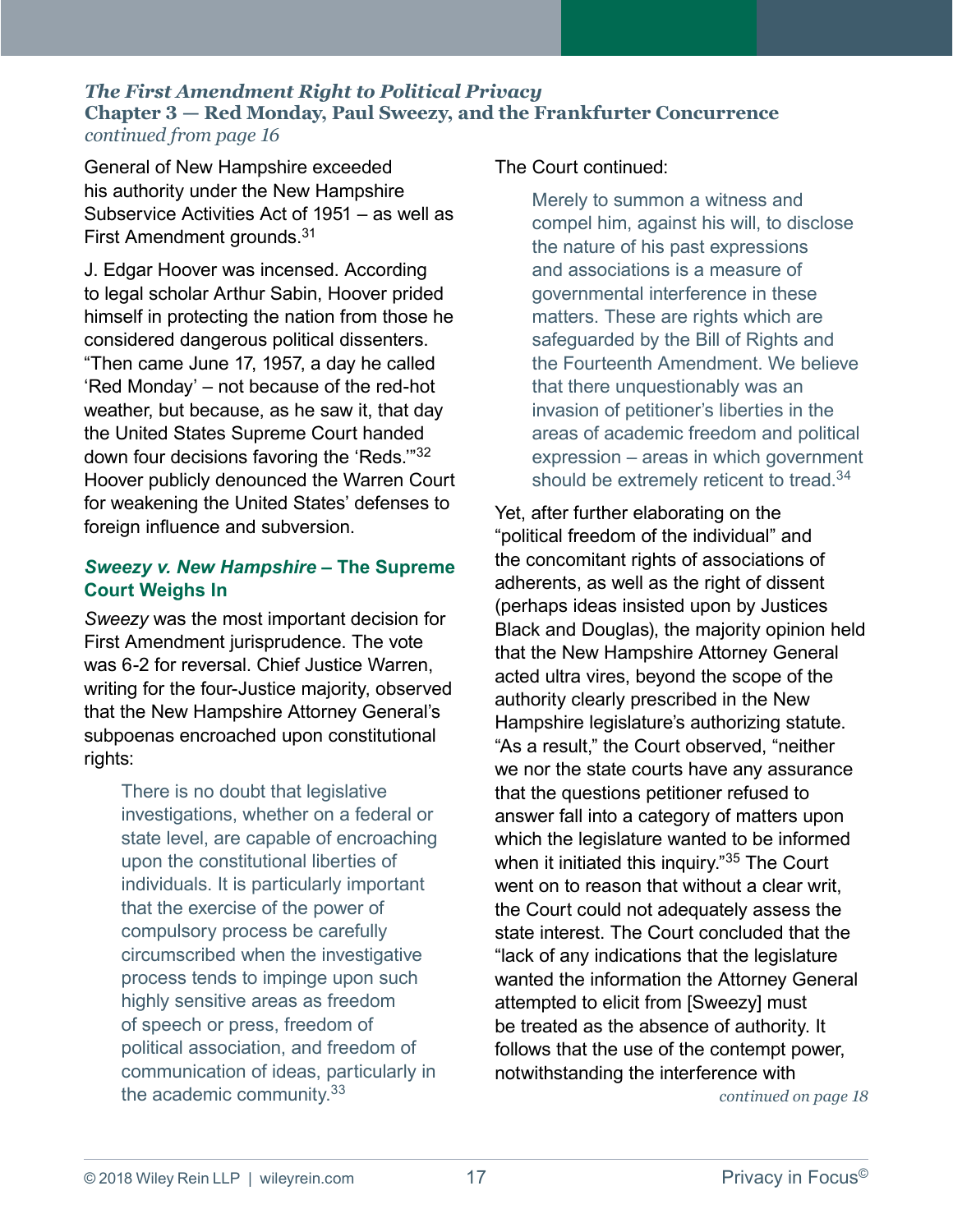*The First Amendment Right to Political Privacy*
**Chapter 3 — Red Monday, Paul Sweezy, and the Frankfurter Concurrence**
*continued from page 16*

General of New Hampshire exceeded his authority under the New Hampshire Subservice Activities Act of 1951 – as well as First Amendment grounds.[31]

J. Edgar Hoover was incensed. According to legal scholar Arthur Sabin, Hoover prided himself in protecting the nation from those he considered dangerous political dissenters. "Then came June 17, 1957, a day he called 'Red Monday' – not because of the red-hot weather, but because, as he saw it, that day the United States Supreme Court handed down four decisions favoring the 'Reds.'"[32] Hoover publicly denounced the Warren Court for weakening the United States' defenses to foreign influence and subversion.

### *Sweezy v. New Hampshire* – The Supreme Court Weighs In

*Sweezy* was the most important decision for First Amendment jurisprudence. The vote was 6-2 for reversal. Chief Justice Warren, writing for the four-Justice majority, observed that the New Hampshire Attorney General's subpoenas encroached upon constitutional rights:

> There is no doubt that legislative investigations, whether on a federal or state level, are capable of encroaching upon the constitutional liberties of individuals. It is particularly important that the exercise of the power of compulsory process be carefully circumscribed when the investigative process tends to impinge upon such highly sensitive areas as freedom of speech or press, freedom of political association, and freedom of communication of ideas, particularly in the academic community.[33]

The Court continued:

> Merely to summon a witness and compel him, against his will, to disclose the nature of his past expressions and associations is a measure of governmental interference in these matters. These are rights which are safeguarded by the Bill of Rights and the Fourteenth Amendment. We believe that there unquestionably was an invasion of petitioner's liberties in the areas of academic freedom and political expression – areas in which government should be extremely reticent to tread.[34]

Yet, after further elaborating on the "political freedom of the individual" and the concomitant rights of associations of adherents, as well as the right of dissent (perhaps ideas insisted upon by Justices Black and Douglas), the majority opinion held that the New Hampshire Attorney General acted ultra vires, beyond the scope of the authority clearly prescribed in the New Hampshire legislature's authorizing statute. "As a result," the Court observed, "neither we nor the state courts have any assurance that the questions petitioner refused to answer fall into a category of matters upon which the legislature wanted to be informed when it initiated this inquiry."[35] The Court went on to reason that without a clear writ, the Court could not adequately assess the state interest. The Court concluded that the "lack of any indications that the legislature wanted the information the Attorney General attempted to elicit from [Sweezy] must be treated as the absence of authority. It follows that the use of the contempt power, notwithstanding the interference with

*continued on page 18*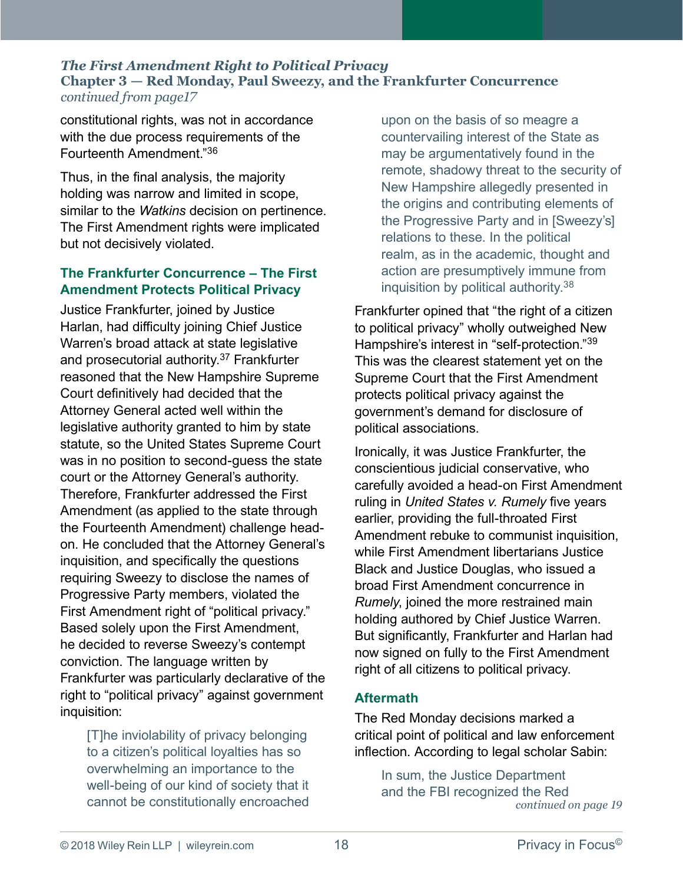constitutional rights, was not in accordance with the due process requirements of the Fourteenth Amendment."[36]

Thus, in the final analysis, the majority holding was narrow and limited in scope, similar to the *Watkins* decision on pertinence. The First Amendment rights were implicated but not decisively violated.

### The Frankfurter Concurrence – The First Amendment Protects Political Privacy

Justice Frankfurter, joined by Justice Harlan, had difficulty joining Chief Justice Warren's broad attack at state legislative and prosecutorial authority.[37] Frankfurter reasoned that the New Hampshire Supreme Court definitively had decided that the Attorney General acted well within the legislative authority granted to him by state statute, so the United States Supreme Court was in no position to second-guess the state court or the Attorney General's authority. Therefore, Frankfurter addressed the First Amendment (as applied to the state through the Fourteenth Amendment) challenge head-on. He concluded that the Attorney General's inquisition, and specifically the questions requiring Sweezy to disclose the names of Progressive Party members, violated the First Amendment right of "political privacy." Based solely upon the First Amendment, he decided to reverse Sweezy's contempt conviction. The language written by Frankfurter was particularly declarative of the right to "political privacy" against government inquisition:

> [T]he inviolability of privacy belonging to a citizen's political loyalties has so overwhelming an importance to the well-being of our kind of society that it cannot be constitutionally encroached upon on the basis of so meagre a countervailing interest of the State as may be argumentatively found in the remote, shadowy threat to the security of New Hampshire allegedly presented in the origins and contributing elements of the Progressive Party and in [Sweezy's] relations to these. In the political realm, as in the academic, thought and action are presumptively immune from inquisition by political authority.[38]

Frankfurter opined that "the right of a citizen to political privacy" wholly outweighed New Hampshire's interest in "self-protection."[39] This was the clearest statement yet on the Supreme Court that the First Amendment protects political privacy against the government's demand for disclosure of political associations.

Ironically, it was Justice Frankfurter, the conscientious judicial conservative, who carefully avoided a head-on First Amendment ruling in *United States v. Rumely* five years earlier, providing the full-throated First Amendment rebuke to communist inquisition, while First Amendment libertarians Justice Black and Justice Douglas, who issued a broad First Amendment concurrence in *Rumely*, joined the more restrained main holding authored by Chief Justice Warren. But significantly, Frankfurter and Harlan had now signed on fully to the First Amendment right of all citizens to political privacy.

### Aftermath

The Red Monday decisions marked a critical point of political and law enforcement inflection. According to legal scholar Sabin:

> In sum, the Justice Department and the FBI recognized the Red

*continued on page 19*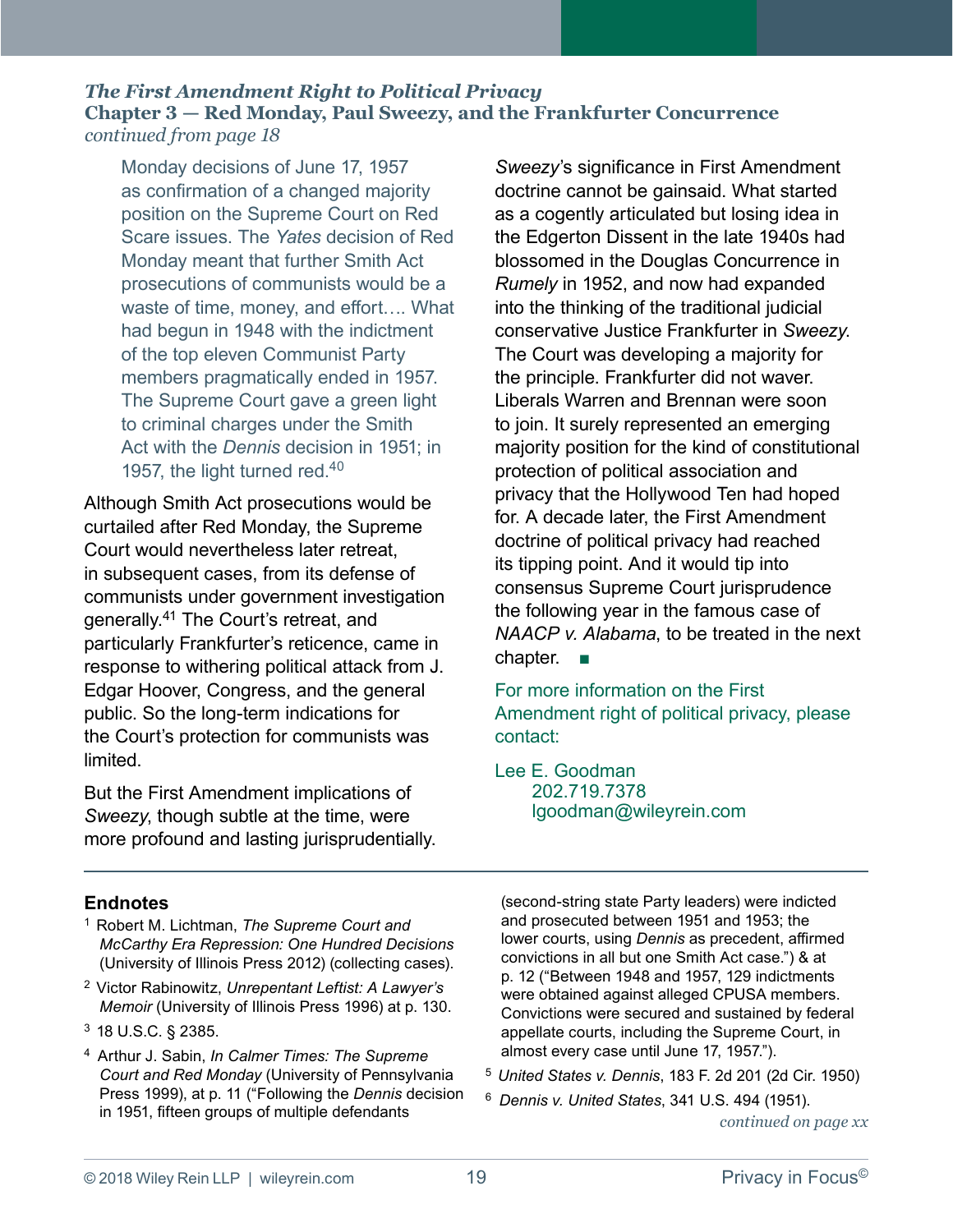*The First Amendment Right to Political Privacy*
**Chapter 3 — Red Monday, Paul Sweezy, and the Frankfurter Concurrence**
*continued from page 18*

> Monday decisions of June 17, 1957 as confirmation of a changed majority position on the Supreme Court on Red Scare issues. The *Yates* decision of Red Monday meant that further Smith Act prosecutions of communists would be a waste of time, money, and effort…. What had begun in 1948 with the indictment of the top eleven Communist Party members pragmatically ended in 1957. The Supreme Court gave a green light to criminal charges under the Smith Act with the *Dennis* decision in 1951; in 1957, the light turned red.[40]

Although Smith Act prosecutions would be curtailed after Red Monday, the Supreme Court would nevertheless later retreat, in subsequent cases, from its defense of communists under government investigation generally.[41] The Court's retreat, and particularly Frankfurter's reticence, came in response to withering political attack from J. Edgar Hoover, Congress, and the general public. So the long-term indications for the Court's protection for communists was limited.

But the First Amendment implications of *Sweezy*, though subtle at the time, were more profound and lasting jurisprudentially. *Sweezy*'s significance in First Amendment doctrine cannot be gainsaid. What started as a cogently articulated but losing idea in the Edgerton Dissent in the late 1940s had blossomed in the Douglas Concurrence in *Rumely* in 1952, and now had expanded into the thinking of the traditional judicial conservative Justice Frankfurter in *Sweezy*. The Court was developing a majority for the principle. Frankfurter did not waver. Liberals Warren and Brennan were soon to join. It surely represented an emerging majority position for the kind of constitutional protection of political association and privacy that the Hollywood Ten had hoped for. A decade later, the First Amendment doctrine of political privacy had reached its tipping point. And it would tip into consensus Supreme Court jurisprudence the following year in the famous case of *NAACP v. Alabama*, to be treated in the next chapter. ■

For more information on the First Amendment right of political privacy, please contact:

Lee E. Goodman
202.719.7378
lgoodman@wileyrein.com

---

## Endnotes

1. Robert M. Lichtman, *The Supreme Court and McCarthy Era Repression: One Hundred Decisions* (University of Illinois Press 2012) (collecting cases).
2. Victor Rabinowitz, *Unrepentant Leftist: A Lawyer's Memoir* (University of Illinois Press 1996) at p. 130.
3. 18 U.S.C. § 2385.
4. Arthur J. Sabin, *In Calmer Times: The Supreme Court and Red Monday* (University of Pennsylvania Press 1999), at p. 11 ("Following the *Dennis* decision in 1951, fifteen groups of multiple defendants (second-string state Party leaders) were indicted and prosecuted between 1951 and 1953; the lower courts, using *Dennis* as precedent, affirmed convictions in all but one Smith Act case.") & at p. 12 ("Between 1948 and 1957, 129 indictments were obtained against alleged CPUSA members. Convictions were secured and sustained by federal appellate courts, including the Supreme Court, in almost every case until June 17, 1957.").
5. *United States v. Dennis*, 183 F. 2d 201 (2d Cir. 1950)
6. *Dennis v. United States*, 341 U.S. 494 (1951).

*continued on page xx*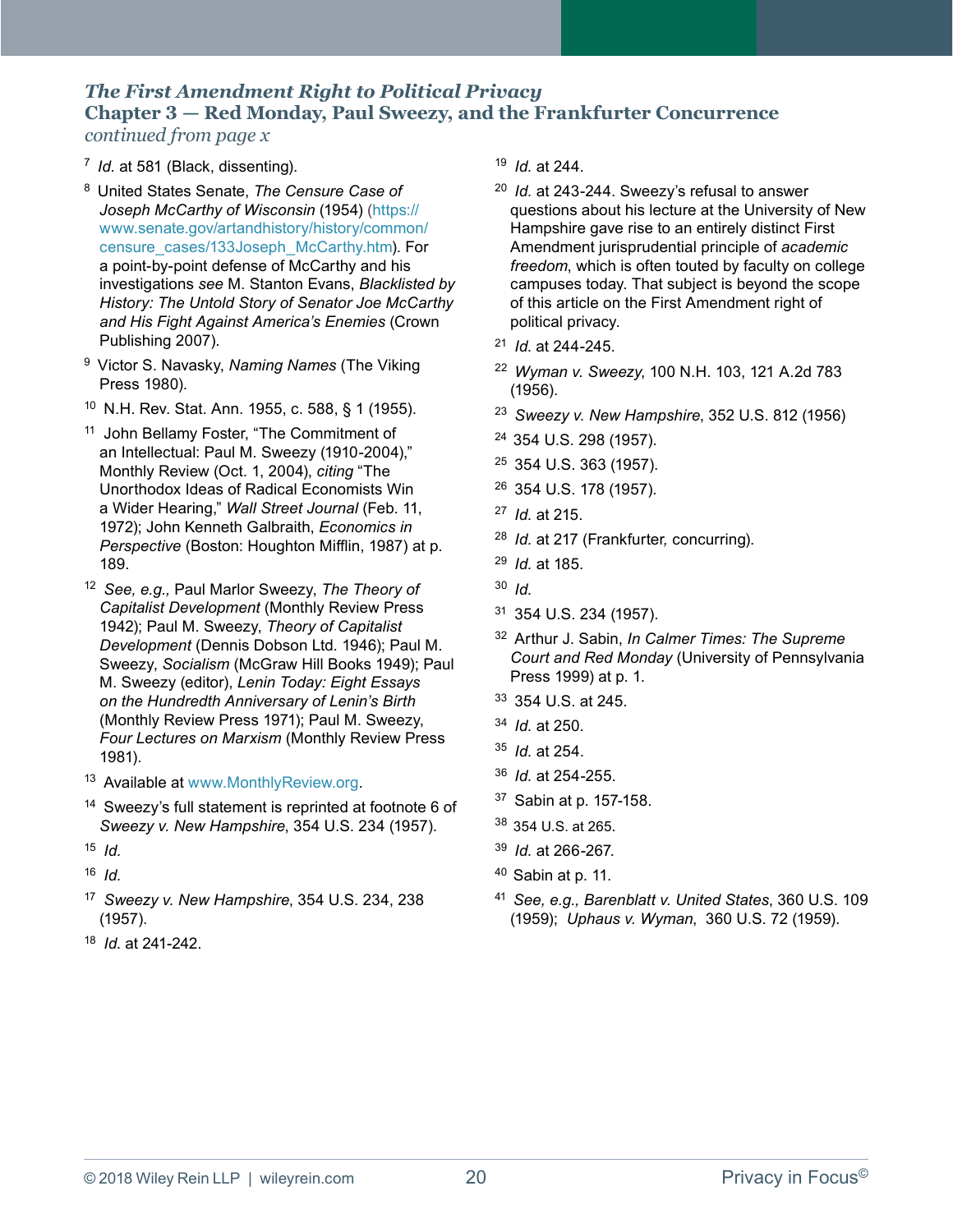*The First Amendment Right to Political Privacy*
**Chapter 3 — Red Monday, Paul Sweezy, and the Frankfurter Concurrence**
*continued from page x*

7 *Id.* at 581 (Black, dissenting).

8 United States Senate, *The Censure Case of Joseph McCarthy of Wisconsin* (1954) (https://www.senate.gov/artandhistory/history/common/censure_cases/133Joseph_McCarthy.htm). For a point-by-point defense of McCarthy and his investigations *see* M. Stanton Evans, *Blacklisted by History: The Untold Story of Senator Joe McCarthy and His Fight Against America's Enemies* (Crown Publishing 2007).

9 Victor S. Navasky, *Naming Names* (The Viking Press 1980).

10 N.H. Rev. Stat. Ann. 1955, c. 588, § 1 (1955).

11 John Bellamy Foster, "The Commitment of an Intellectual: Paul M. Sweezy (1910-2004)," Monthly Review (Oct. 1, 2004), *citing* "The Unorthodox Ideas of Radical Economists Win a Wider Hearing," *Wall Street Journal* (Feb. 11, 1972); John Kenneth Galbraith, *Economics in Perspective* (Boston: Houghton Mifflin, 1987) at p. 189.

12 *See, e.g.,* Paul Marlor Sweezy, *The Theory of Capitalist Development* (Monthly Review Press 1942); Paul M. Sweezy, *Theory of Capitalist Development* (Dennis Dobson Ltd. 1946); Paul M. Sweezy, *Socialism* (McGraw Hill Books 1949); Paul M. Sweezy (editor), *Lenin Today: Eight Essays on the Hundredth Anniversary of Lenin's Birth* (Monthly Review Press 1971); Paul M. Sweezy, *Four Lectures on Marxism* (Monthly Review Press 1981).

13 Available at www.MonthlyReview.org.

14 Sweezy's full statement is reprinted at footnote 6 of *Sweezy v. New Hampshire*, 354 U.S. 234 (1957).

15 *Id.*

16 *Id.*

17 *Sweezy v. New Hampshire*, 354 U.S. 234, 238 (1957).

18 *Id.* at 241-242.

19 *Id.* at 244.

20 *Id.* at 243-244. Sweezy's refusal to answer questions about his lecture at the University of New Hampshire gave rise to an entirely distinct First Amendment jurisprudential principle of *academic freedom*, which is often touted by faculty on college campuses today. That subject is beyond the scope of this article on the First Amendment right of political privacy.

21 *Id.* at 244-245.

22 *Wyman v. Sweezy*, 100 N.H. 103, 121 A.2d 783 (1956).

23 *Sweezy v. New Hampshire*, 352 U.S. 812 (1956)

24 354 U.S. 298 (1957).

25 354 U.S. 363 (1957).

26 354 U.S. 178 (1957).

27 *Id.* at 215.

28 *Id.* at 217 (Frankfurter, concurring).

29 *Id.* at 185.

30 *Id.*

31 354 U.S. 234 (1957).

32 Arthur J. Sabin, *In Calmer Times: The Supreme Court and Red Monday* (University of Pennsylvania Press 1999) at p. 1.

33 354 U.S. at 245.

34 *Id.* at 250.

35 *Id.* at 254.

36 *Id.* at 254-255.

37 Sabin at p. 157-158.

38 354 U.S. at 265.

39 *Id.* at 266-267.

40 Sabin at p. 11.

41 *See, e.g., Barenblatt v. United States*, 360 U.S. 109 (1959); *Uphaus v. Wyman*, 360 U.S. 72 (1959).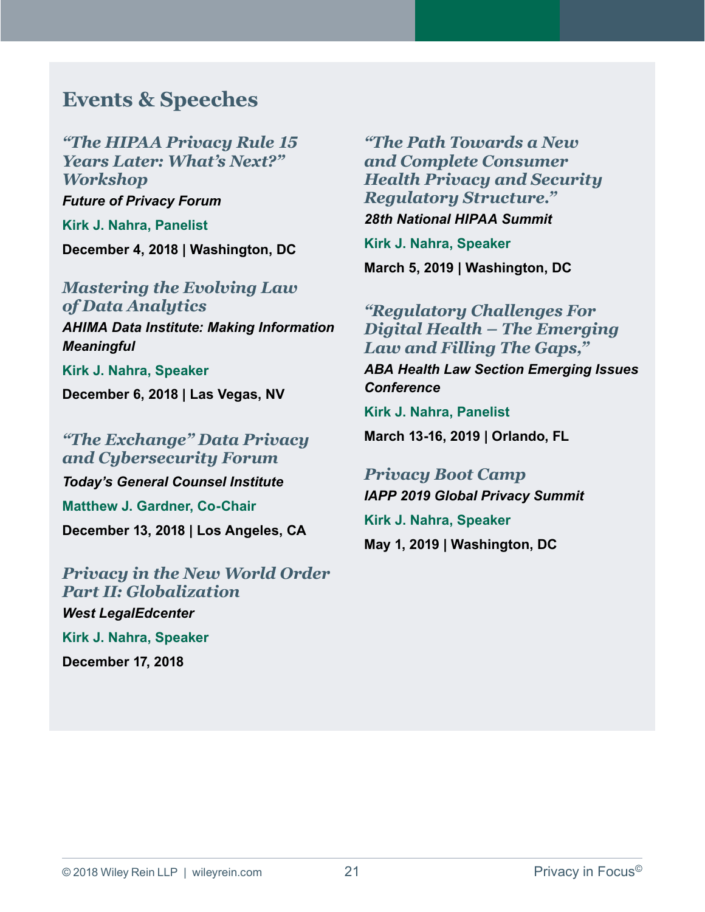## Events & Speeches

### *"The HIPAA Privacy Rule 15 Years Later: What's Next?" Workshop*

***Future of Privacy Forum***

**Kirk J. Nahra, Panelist**

**December 4, 2018 | Washington, DC**

### *Mastering the Evolving Law of Data Analytics*

***AHIMA Data Institute: Making Information Meaningful***

**Kirk J. Nahra, Speaker**

**December 6, 2018 | Las Vegas, NV**

### *"The Exchange" Data Privacy and Cybersecurity Forum*

***Today's General Counsel Institute***

**Matthew J. Gardner, Co-Chair**

**December 13, 2018 | Los Angeles, CA**

### *Privacy in the New World Order Part II: Globalization*

***West LegalEdcenter***

**Kirk J. Nahra, Speaker**

**December 17, 2018**

### *"The Path Towards a New and Complete Consumer Health Privacy and Security Regulatory Structure."*

***28th National HIPAA Summit***

**Kirk J. Nahra, Speaker**

**March 5, 2019 | Washington, DC**

### *"Regulatory Challenges For Digital Health – The Emerging Law and Filling The Gaps,"*

***ABA Health Law Section Emerging Issues Conference***

**Kirk J. Nahra, Panelist**

**March 13-16, 2019 | Orlando, FL**

### *Privacy Boot Camp*

***IAPP 2019 Global Privacy Summit***

**Kirk J. Nahra, Speaker**

**May 1, 2019 | Washington, DC**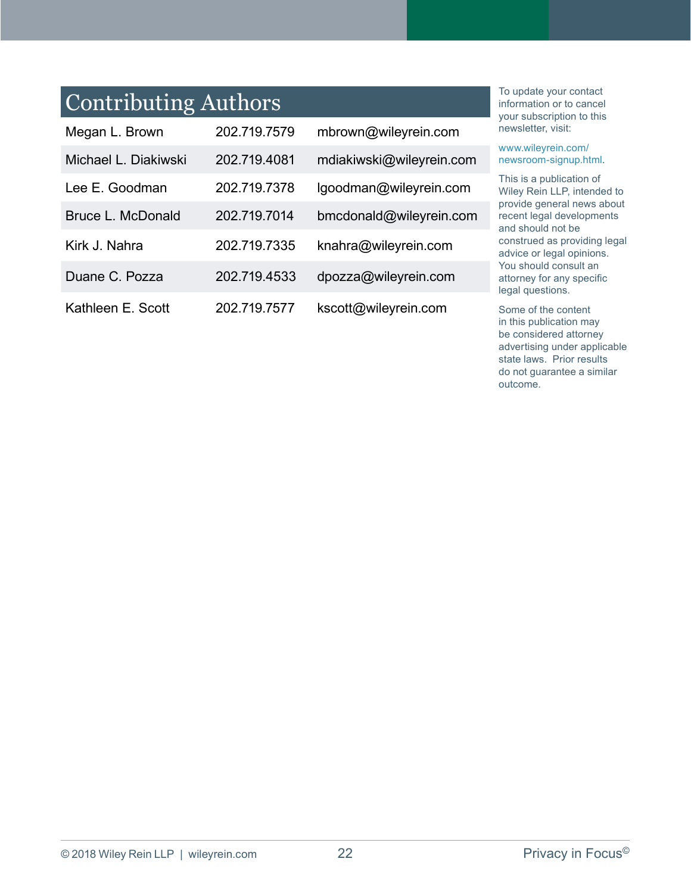## Contributing Authors

| | | |
|---|---|---|
| Megan L. Brown | 202.719.7579 | mbrown@wileyrein.com |
| Michael L. Diakiwski | 202.719.4081 | mdiakiwski@wileyrein.com |
| Lee E. Goodman | 202.719.7378 | lgoodman@wileyrein.com |
| Bruce L. McDonald | 202.719.7014 | bmcdonald@wileyrein.com |
| Kirk J. Nahra | 202.719.7335 | knahra@wileyrein.com |
| Duane C. Pozza | 202.719.4533 | dpozza@wileyrein.com |
| Kathleen E. Scott | 202.719.7577 | kscott@wileyrein.com |

To update your contact information or to cancel your subscription to this newsletter, visit:

www.wileyrein.com/newsroom-signup.html.

This is a publication of Wiley Rein LLP, intended to provide general news about recent legal developments and should not be construed as providing legal advice or legal opinions. You should consult an attorney for any specific legal questions.

Some of the content in this publication may be considered attorney advertising under applicable state laws. Prior results do not guarantee a similar outcome.

© 2018 Wiley Rein LLP | wileyrein.com